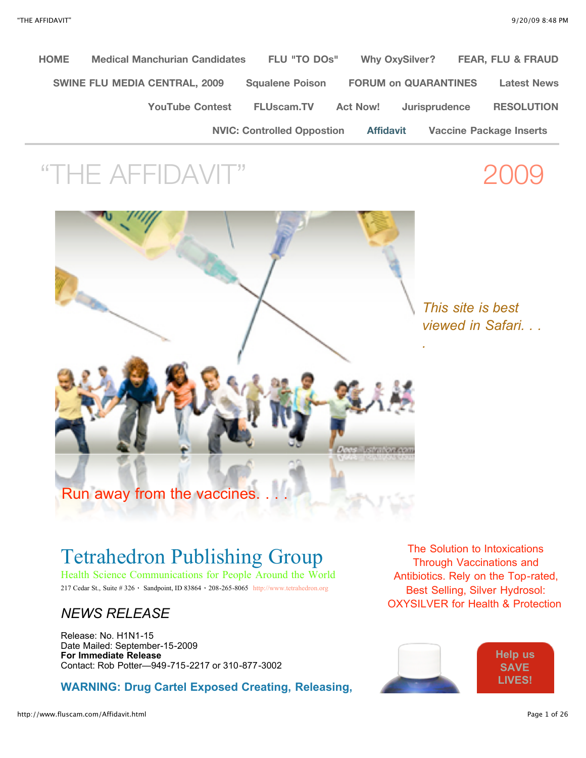HOME | Medical Manchurian Candidates | FLU "TO DOs" | Why OxySilver? | FEAR, FLU & FRAUD | SWINE FLU MEDIA CENTRAL, 2009 | Squalene Poison | FORUM on QUARANTINES | Latest News | YouTube Contest | FLUscam.TV | Act Now! | Jurisprudence | RESOLUTION | NVIC: Controlled Oppostion | Affidavit | Vaccine Package Inserts

# "THE AFFIDAVIT" 2009

*This site is best viewed in Safari. . . .*

Run away from the vaccines. . . .

## Tetrahedron Publishing Group

Health Science Communications for People Around the World

217 Cedar St., Suite # 326 • Sandpoint, ID 83864 • 208-265-8065 http://www.tetrahedron.org

The Solution to Intoxications Through Vaccinations and Antibiotics. Rely on the Top-rated, Best Selling, Silver Hydrosol: OXYSILVER for Health & Protection

**Help us SAVE LIVES!**

### *NEWS RELEASE*

Release: No. H1N1-15
Date Mailed: September-15-2009
**For Immediate Release**
Contact: Rob Potter—949-715-2217 or 310-877-3002

**WARNING: Drug Cartel Exposed Creating, Releasing,**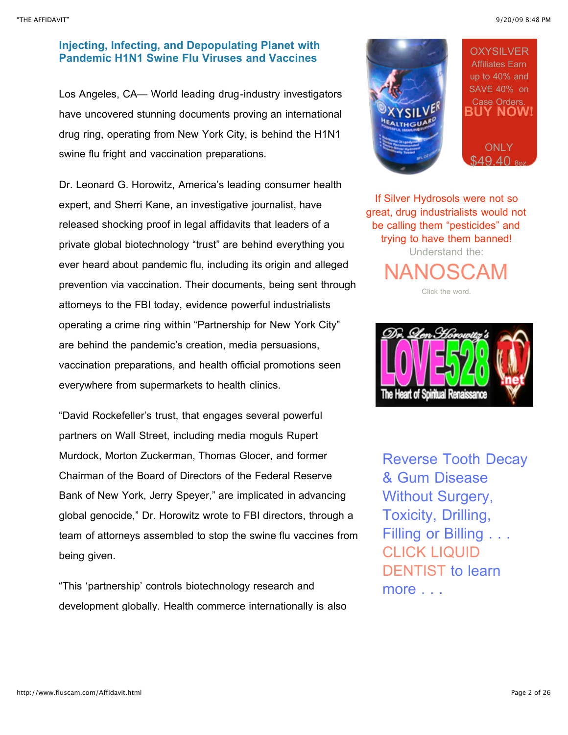## Injecting, Infecting, and Depopulating Planet with Pandemic H1N1 Swine Flu Viruses and Vaccines

Los Angeles, CA— World leading drug-industry investigators have uncovered stunning documents proving an international drug ring, operating from New York City, is behind the H1N1 swine flu fright and vaccination preparations.

Dr. Leonard G. Horowitz, America's leading consumer health expert, and Sherri Kane, an investigative journalist, have released shocking proof in legal affidavits that leaders of a private global biotechnology "trust" are behind everything you ever heard about pandemic flu, including its origin and alleged prevention via vaccination. Their documents, being sent through attorneys to the FBI today, evidence powerful industrialists operating a crime ring within "Partnership for New York City" are behind the pandemic's creation, media persuasions, vaccination preparations, and health official promotions seen everywhere from supermarkets to health clinics.

"David Rockefeller's trust, that engages several powerful partners on Wall Street, including media moguls Rupert Murdock, Morton Zuckerman, Thomas Glocer, and former Chairman of the Board of Directors of the Federal Reserve Bank of New York, Jerry Speyer," are implicated in advancing global genocide," Dr. Horowitz wrote to FBI directors, through a team of attorneys assembled to stop the swine flu vaccines from being given.

"This 'partnership' controls biotechnology research and development globally. Health commerce internationally is also

OXYSILVER Affiliates Earn up to 40% and SAVE 40% on Case Orders. **BUY NOW!** ONLY $49.40 8oz.

If Silver Hydrosols were not so great, drug industrialists would not be calling them "pesticides" and trying to have them banned! Understand the: NANOSCAM Click the word.

Reverse Tooth Decay & Gum Disease Without Surgery, Toxicity, Drilling, Filling or Billing . . . CLICK LIQUID DENTIST to learn more . . .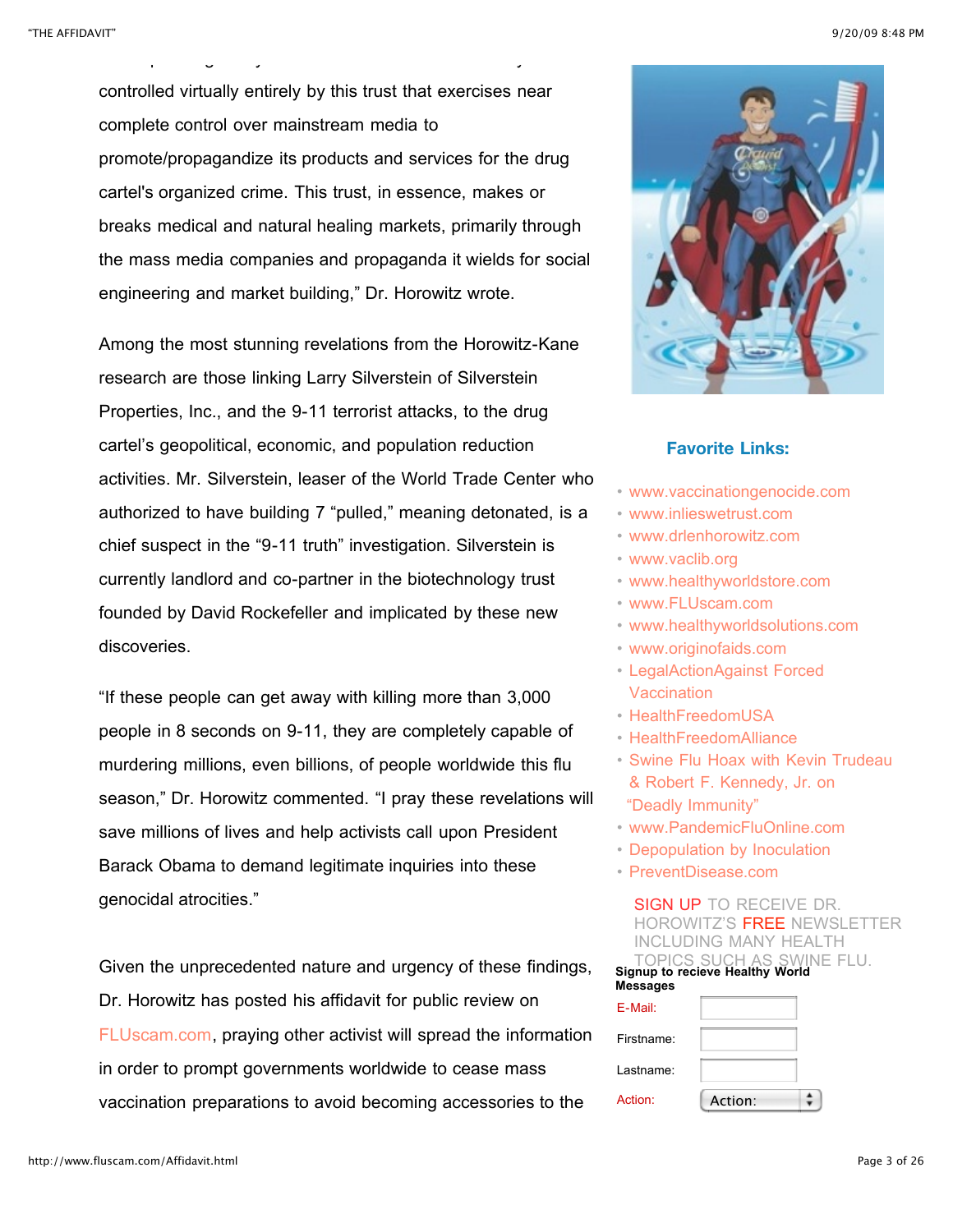controlled virtually entirely by this trust that exercises near complete control over mainstream media to promote/propagandize its products and services for the drug cartel's organized crime. This trust, in essence, makes or breaks medical and natural healing markets, primarily through the mass media companies and propaganda it wields for social engineering and market building," Dr. Horowitz wrote.

Among the most stunning revelations from the Horowitz-Kane research are those linking Larry Silverstein of Silverstein Properties, Inc., and the 9-11 terrorist attacks, to the drug cartel's geopolitical, economic, and population reduction activities. Mr. Silverstein, leaser of the World Trade Center who authorized to have building 7 "pulled," meaning detonated, is a chief suspect in the "9-11 truth" investigation. Silverstein is currently landlord and co-partner in the biotechnology trust founded by David Rockefeller and implicated by these new discoveries.

"If these people can get away with killing more than 3,000 people in 8 seconds on 9-11, they are completely capable of murdering millions, even billions, of people worldwide this flu season," Dr. Horowitz commented. "I pray these revelations will save millions of lives and help activists call upon President Barack Obama to demand legitimate inquiries into these genocidal atrocities."

Given the unprecedented nature and urgency of these findings, Dr. Horowitz has posted his affidavit for public review on FLUscam.com, praying other activist will spread the information in order to prompt governments worldwide to cease mass vaccination preparations to avoid becoming accessories to the

**Favorite Links:**

- www.vaccinationgenocide.com
- www.inlieswetrust.com
- www.drlenhorowitz.com
- www.vaclib.org
- www.healthyworldstore.com
- www.FLUscam.com
- www.healthyworldsolutions.com
- www.originofaids.com
- LegalActionAgainst Forced Vaccination
- HealthFreedomUSA
- HealthFreedomAlliance
- Swine Flu Hoax with Kevin Trudeau & Robert F. Kennedy, Jr. on "Deadly Immunity"
- www.PandemicFluOnline.com
- Depopulation by Inoculation
- PreventDisease.com

SIGN UP TO RECEIVE DR. HOROWITZ'S FREE NEWSLETTER INCLUDING MANY HEALTH TOPICS SUCH AS SWINE FLU.

**Signup to recieve Healthy World Messages**

E-Mail:

Firstname:

Lastname:

Action: Action: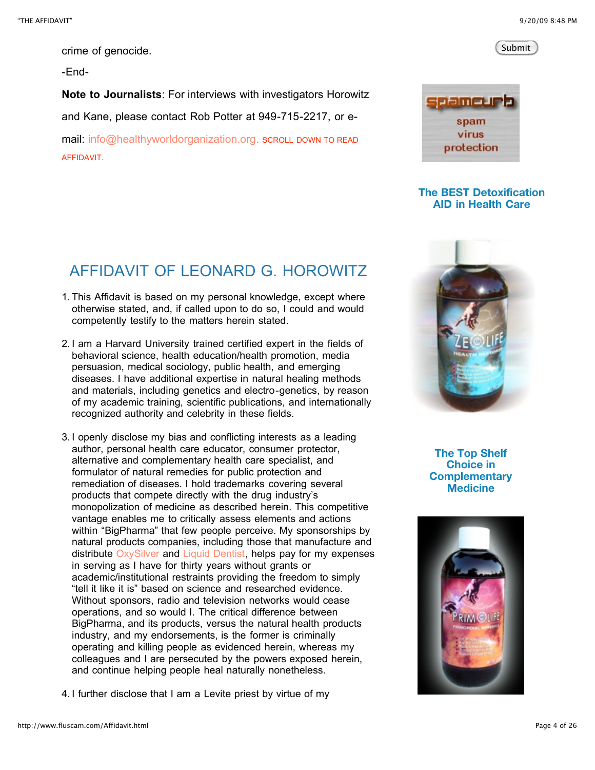crime of genocide.

-End-

**Note to Journalists**: For interviews with investigators Horowitz and Kane, please contact Rob Potter at 949-715-2217, or e-mail: info@healthyworldorganization.org. SCROLL DOWN TO READ AFFIDAVIT.

## AFFIDAVIT OF LEONARD G. HOROWITZ

1. This Affidavit is based on my personal knowledge, except where otherwise stated, and, if called upon to do so, I could and would competently testify to the matters herein stated.

2. I am a Harvard University trained certified expert in the fields of behavioral science, health education/health promotion, media persuasion, medical sociology, public health, and emerging diseases. I have additional expertise in natural healing methods and materials, including genetics and electro-genetics, by reason of my academic training, scientific publications, and internationally recognized authority and celebrity in these fields.

3. I openly disclose my bias and conflicting interests as a leading author, personal health care educator, consumer protector, alternative and complementary health care specialist, and formulator of natural remedies for public protection and remediation of diseases. I hold trademarks covering several products that compete directly with the drug industry's monopolization of medicine as described herein. This competitive vantage enables me to critically assess elements and actions within "BigPharma" that few people perceive. My sponsorships by natural products companies, including those that manufacture and distribute OxySilver and Liquid Dentist, helps pay for my expenses in serving as I have for thirty years without grants or academic/institutional restraints providing the freedom to simply "tell it like it is" based on science and researched evidence. Without sponsors, radio and television networks would cease operations, and so would I. The critical difference between BigPharma, and its products, versus the natural health products industry, and my endorsements, is the former is criminally operating and killing people as evidenced herein, whereas my colleagues and I are persecuted by the powers exposed herein, and continue helping people heal naturally nonetheless.

4. I further disclose that I am a Levite priest by virtue of my

Submit

spamcurb spam virus protection

**The BEST Detoxification AID in Health Care**

**The Top Shelf Choice in Complementary Medicine**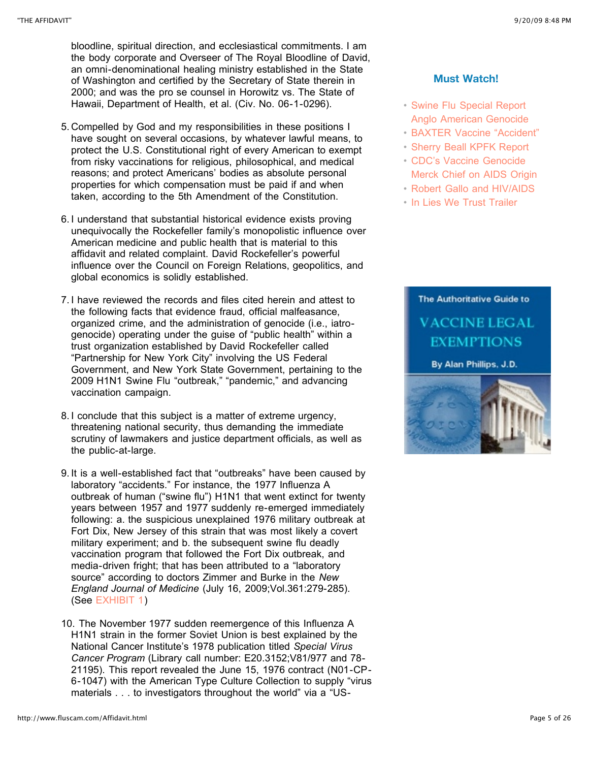bloodline, spiritual direction, and ecclesiastical commitments. I am the body corporate and Overseer of The Royal Bloodline of David, an omni-denominational healing ministry established in the State of Washington and certified by the Secretary of State therein in 2000; and was the pro se counsel in Horowitz vs. The State of Hawaii, Department of Health, et al. (Civ. No. 06-1-0296).

5. Compelled by God and my responsibilities in these positions I have sought on several occasions, by whatever lawful means, to protect the U.S. Constitutional right of every American to exempt from risky vaccinations for religious, philosophical, and medical reasons; and protect Americans' bodies as absolute personal properties for which compensation must be paid if and when taken, according to the 5th Amendment of the Constitution.

6. I understand that substantial historical evidence exists proving unequivocally the Rockefeller family's monopolistic influence over American medicine and public health that is material to this affidavit and related complaint. David Rockefeller's powerful influence over the Council on Foreign Relations, geopolitics, and global economics is solidly established.

7. I have reviewed the records and files cited herein and attest to the following facts that evidence fraud, official malfeasance, organized crime, and the administration of genocide (i.e., iatro-genocide) operating under the guise of "public health" within a trust organization established by David Rockefeller called "Partnership for New York City" involving the US Federal Government, and New York State Government, pertaining to the 2009 H1N1 Swine Flu "outbreak," "pandemic," and advancing vaccination campaign.

8. I conclude that this subject is a matter of extreme urgency, threatening national security, thus demanding the immediate scrutiny of lawmakers and justice department officials, as well as the public-at-large.

9. It is a well-established fact that "outbreaks" have been caused by laboratory "accidents." For instance, the 1977 Influenza A outbreak of human ("swine flu") H1N1 that went extinct for twenty years between 1957 and 1977 suddenly re-emerged immediately following: a. the suspicious unexplained 1976 military outbreak at Fort Dix, New Jersey of this strain that was most likely a covert military experiment; and b. the subsequent swine flu deadly vaccination program that followed the Fort Dix outbreak, and media-driven fright; that has been attributed to a "laboratory source" according to doctors Zimmer and Burke in the *New England Journal of Medicine* (July 16, 2009;Vol.361:279-285). (See EXHIBIT 1)

10. The November 1977 sudden reemergence of this Influenza A H1N1 strain in the former Soviet Union is best explained by the National Cancer Institute's 1978 publication titled *Special Virus Cancer Program* (Library call number: E20.3152;V81/977 and 78-21195). This report revealed the June 15, 1976 contract (N01-CP-6-1047) with the American Type Culture Collection to supply "virus materials . . . to investigators throughout the world" via a "US-

**Must Watch!**

- Swine Flu Special Report Anglo American Genocide
- BAXTER Vaccine "Accident"
- Sherry Beall KPFK Report
- CDC's Vaccine Genocide Merck Chief on AIDS Origin
- Robert Gallo and HIV/AIDS
- In Lies We Trust Trailer

The Authoritative Guide to VACCINE LEGAL EXEMPTIONS By Alan Phillips, J.D.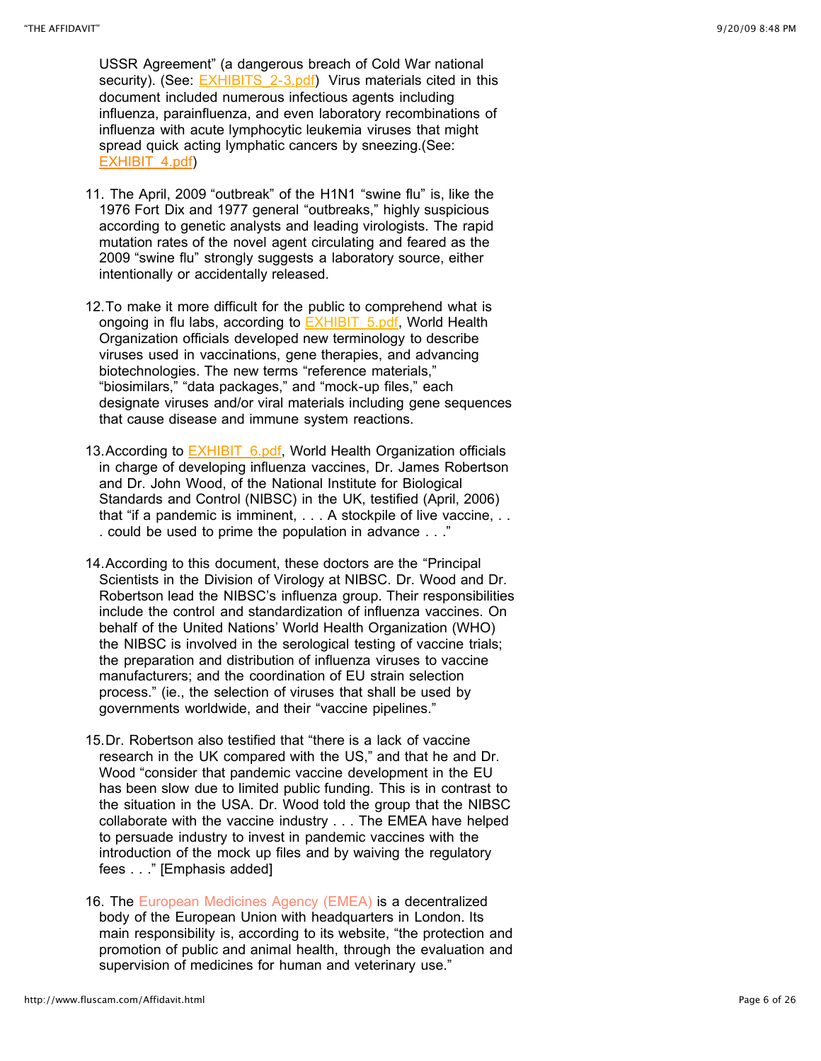USSR Agreement" (a dangerous breach of Cold War national security). (See: EXHIBITS_2-3.pdf) Virus materials cited in this document included numerous infectious agents including influenza, parainfluenza, and even laboratory recombinations of influenza with acute lymphocytic leukemia viruses that might spread quick acting lymphatic cancers by sneezing.(See: EXHIBIT_4.pdf)

11. The April, 2009 "outbreak" of the H1N1 "swine flu" is, like the 1976 Fort Dix and 1977 general "outbreaks," highly suspicious according to genetic analysts and leading virologists. The rapid mutation rates of the novel agent circulating and feared as the 2009 "swine flu" strongly suggests a laboratory source, either intentionally or accidentally released.

12. To make it more difficult for the public to comprehend what is ongoing in flu labs, according to EXHIBIT_5.pdf, World Health Organization officials developed new terminology to describe viruses used in vaccinations, gene therapies, and advancing biotechnologies. The new terms "reference materials," "biosimilars," "data packages," and "mock-up files," each designate viruses and/or viral materials including gene sequences that cause disease and immune system reactions.

13. According to EXHIBIT_6.pdf, World Health Organization officials in charge of developing influenza vaccines, Dr. James Robertson and Dr. John Wood, of the National Institute for Biological Standards and Control (NIBSC) in the UK, testified (April, 2006) that "if a pandemic is imminent, . . . A stockpile of live vaccine, . . . could be used to prime the population in advance . . ."

14. According to this document, these doctors are the "Principal Scientists in the Division of Virology at NIBSC. Dr. Wood and Dr. Robertson lead the NIBSC's influenza group. Their responsibilities include the control and standardization of influenza vaccines. On behalf of the United Nations' World Health Organization (WHO) the NIBSC is involved in the serological testing of vaccine trials; the preparation and distribution of influenza viruses to vaccine manufacturers; and the coordination of EU strain selection process." (ie., the selection of viruses that shall be used by governments worldwide, and their "vaccine pipelines."

15. Dr. Robertson also testified that "there is a lack of vaccine research in the UK compared with the US," and that he and Dr. Wood "consider that pandemic vaccine development in the EU has been slow due to limited public funding. This is in contrast to the situation in the USA. Dr. Wood told the group that the NIBSC collaborate with the vaccine industry . . . The EMEA have helped to persuade industry to invest in pandemic vaccines with the introduction of the mock up files and by waiving the regulatory fees . . ." [Emphasis added]

16. The European Medicines Agency (EMEA) is a decentralized body of the European Union with headquarters in London. Its main responsibility is, according to its website, "the protection and promotion of public and animal health, through the evaluation and supervision of medicines for human and veterinary use."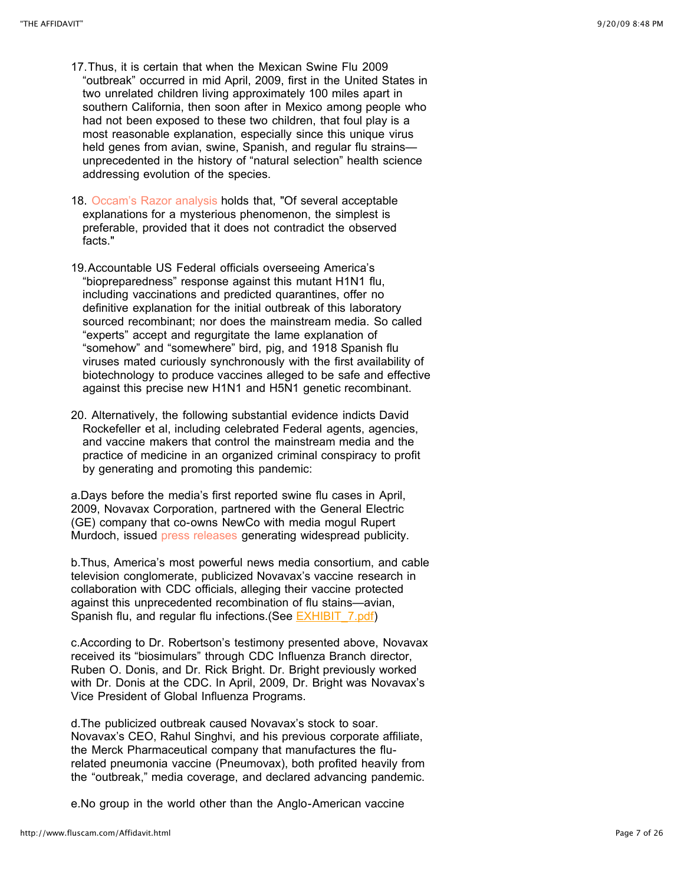17. Thus, it is certain that when the Mexican Swine Flu 2009 "outbreak" occurred in mid April, 2009, first in the United States in two unrelated children living approximately 100 miles apart in southern California, then soon after in Mexico among people who had not been exposed to these two children, that foul play is a most reasonable explanation, especially since this unique virus held genes from avian, swine, Spanish, and regular flu strains—unprecedented in the history of "natural selection" health science addressing evolution of the species.

18. Occam's Razor analysis holds that, "Of several acceptable explanations for a mysterious phenomenon, the simplest is preferable, provided that it does not contradict the observed facts."

19. Accountable US Federal officials overseeing America's "biopreparedness" response against this mutant H1N1 flu, including vaccinations and predicted quarantines, offer no definitive explanation for the initial outbreak of this laboratory sourced recombinant; nor does the mainstream media. So called "experts" accept and regurgitate the lame explanation of "somehow" and "somewhere" bird, pig, and 1918 Spanish flu viruses mated curiously synchronously with the first availability of biotechnology to produce vaccines alleged to be safe and effective against this precise new H1N1 and H5N1 genetic recombinant.

20. Alternatively, the following substantial evidence indicts David Rockefeller et al, including celebrated Federal agents, agencies, and vaccine makers that control the mainstream media and the practice of medicine in an organized criminal conspiracy to profit by generating and promoting this pandemic:

a. Days before the media's first reported swine flu cases in April, 2009, Novavax Corporation, partnered with the General Electric (GE) company that co-owns NewCo with media mogul Rupert Murdoch, issued press releases generating widespread publicity.

b. Thus, America's most powerful news media consortium, and cable television conglomerate, publicized Novavax's vaccine research in collaboration with CDC officials, alleging their vaccine protected against this unprecedented recombination of flu stains—avian, Spanish flu, and regular flu infections. (See EXHIBIT_7.pdf)

c. According to Dr. Robertson's testimony presented above, Novavax received its "biosimulars" through CDC Influenza Branch director, Ruben O. Donis, and Dr. Rick Bright. Dr. Bright previously worked with Dr. Donis at the CDC. In April, 2009, Dr. Bright was Novavax's Vice President of Global Influenza Programs.

d. The publicized outbreak caused Novavax's stock to soar. Novavax's CEO, Rahul Singhvi, and his previous corporate affiliate, the Merck Pharmaceutical company that manufactures the flu-related pneumonia vaccine (Pneumovax), both profited heavily from the "outbreak," media coverage, and declared advancing pandemic.

e. No group in the world other than the Anglo-American vaccine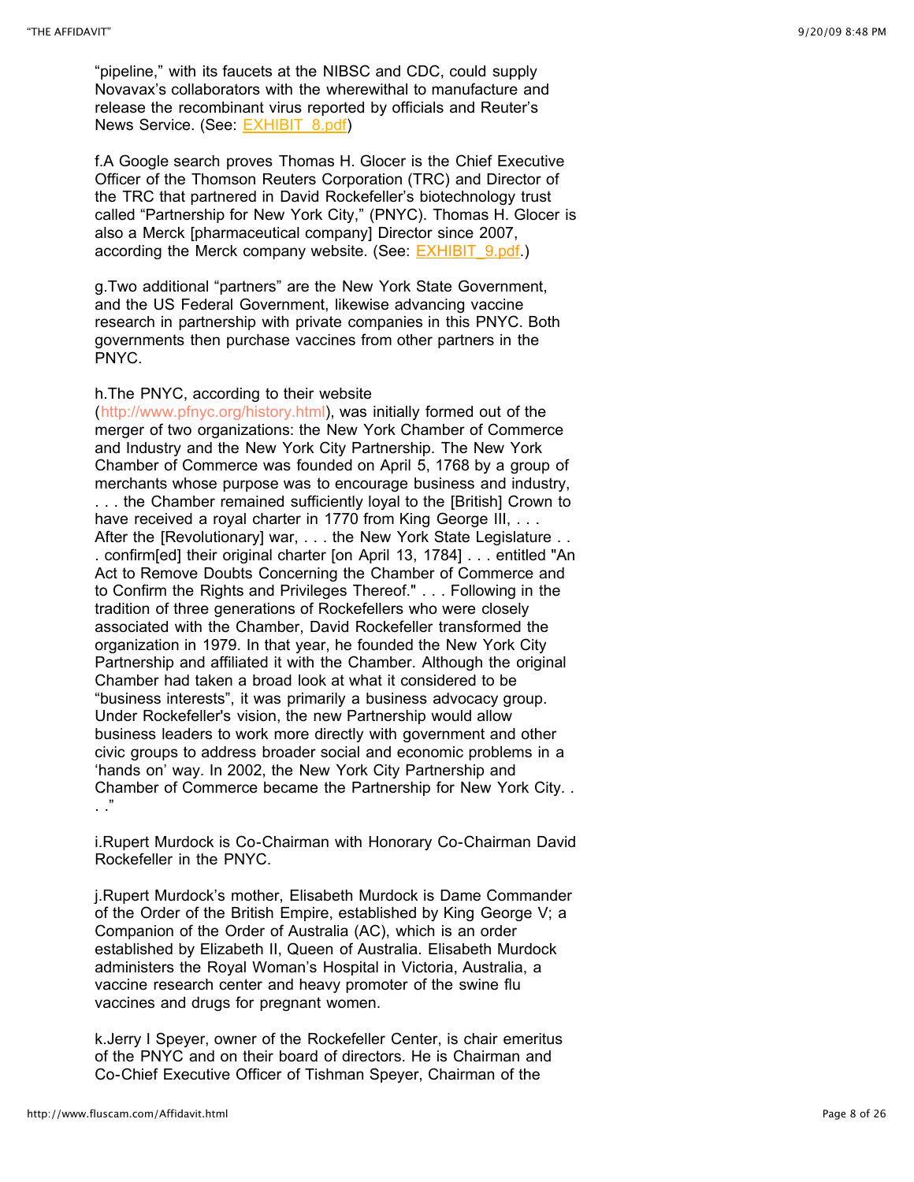"pipeline," with its faucets at the NIBSC and CDC, could supply Novavax's collaborators with the wherewithal to manufacture and release the recombinant virus reported by officials and Reuter's News Service. (See: [EXHIBIT_8.pdf](EXHIBIT_8.pdf))

f.A Google search proves Thomas H. Glocer is the Chief Executive Officer of the Thomson Reuters Corporation (TRC) and Director of the TRC that partnered in David Rockefeller's biotechnology trust called "Partnership for New York City," (PNYC). Thomas H. Glocer is also a Merck [pharmaceutical company] Director since 2007, according the Merck company website. (See: [EXHIBIT_9.pdf](EXHIBIT_9.pdf).)

g.Two additional "partners" are the New York State Government, and the US Federal Government, likewise advancing vaccine research in partnership with private companies in this PNYC. Both governments then purchase vaccines from other partners in the PNYC.

h.The PNYC, according to their website (http://www.pfnyc.org/history.html), was initially formed out of the merger of two organizations: the New York Chamber of Commerce and Industry and the New York City Partnership. The New York Chamber of Commerce was founded on April 5, 1768 by a group of merchants whose purpose was to encourage business and industry, . . . the Chamber remained sufficiently loyal to the [British] Crown to have received a royal charter in 1770 from King George III, . . . After the [Revolutionary] war, . . . the New York State Legislature . . . confirm[ed] their original charter [on April 13, 1784] . . . entitled "An Act to Remove Doubts Concerning the Chamber of Commerce and to Confirm the Rights and Privileges Thereof." . . . Following in the tradition of three generations of Rockefellers who were closely associated with the Chamber, David Rockefeller transformed the organization in 1979. In that year, he founded the New York City Partnership and affiliated it with the Chamber. Although the original Chamber had taken a broad look at what it considered to be "business interests", it was primarily a business advocacy group. Under Rockefeller's vision, the new Partnership would allow business leaders to work more directly with government and other civic groups to address broader social and economic problems in a 'hands on' way. In 2002, the New York City Partnership and Chamber of Commerce became the Partnership for New York City. . . ."

i.Rupert Murdock is Co-Chairman with Honorary Co-Chairman David Rockefeller in the PNYC.

j.Rupert Murdock's mother, Elisabeth Murdock is Dame Commander of the Order of the British Empire, established by King George V; a Companion of the Order of Australia (AC), which is an order established by Elizabeth II, Queen of Australia. Elisabeth Murdock administers the Royal Woman's Hospital in Victoria, Australia, a vaccine research center and heavy promoter of the swine flu vaccines and drugs for pregnant women.

k.Jerry I Speyer, owner of the Rockefeller Center, is chair emeritus of the PNYC and on their board of directors. He is Chairman and Co-Chief Executive Officer of Tishman Speyer, Chairman of the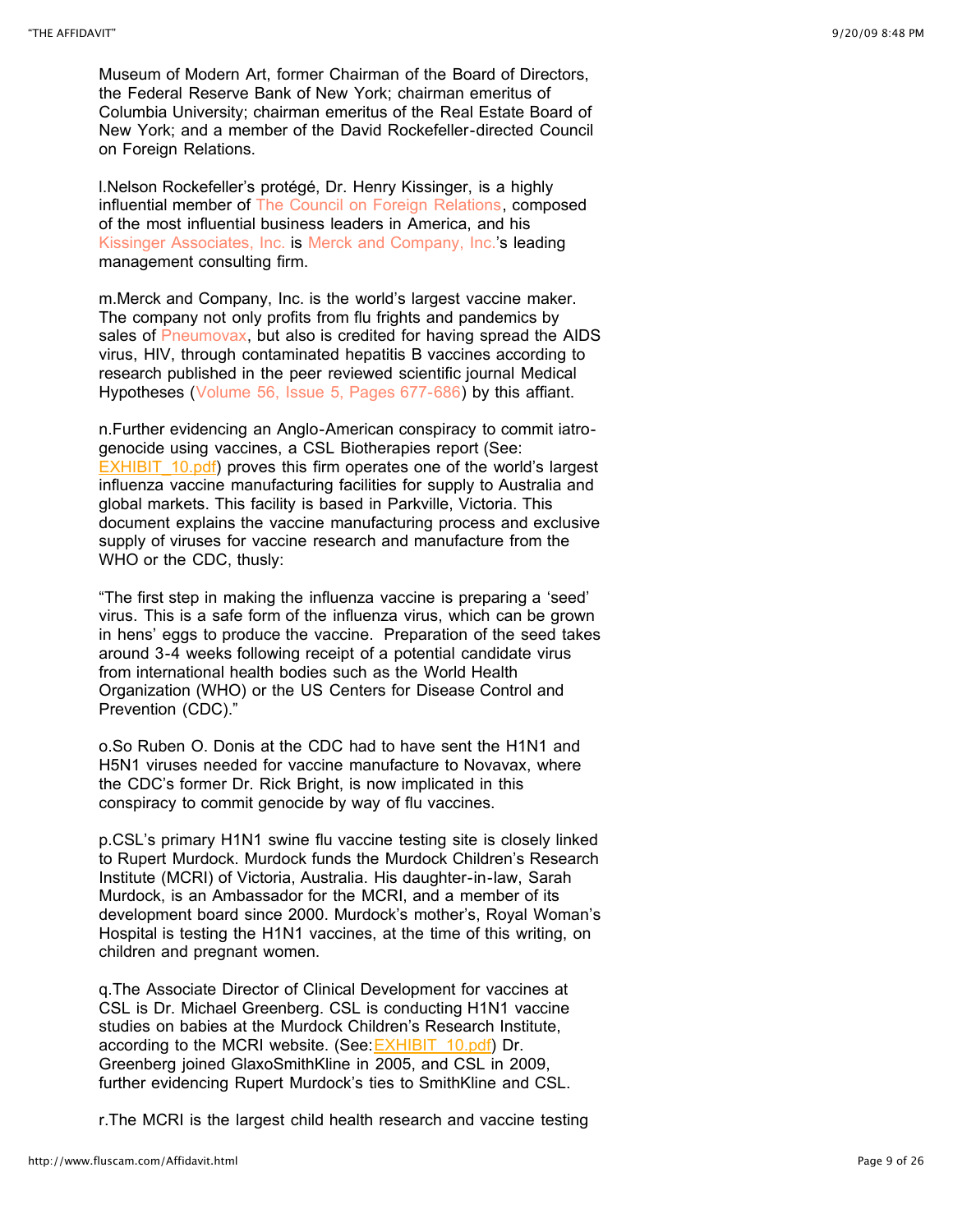Museum of Modern Art, former Chairman of the Board of Directors, the Federal Reserve Bank of New York; chairman emeritus of Columbia University; chairman emeritus of the Real Estate Board of New York; and a member of the David Rockefeller-directed Council on Foreign Relations.

l.Nelson Rockefeller's protégé, Dr. Henry Kissinger, is a highly influential member of The Council on Foreign Relations, composed of the most influential business leaders in America, and his Kissinger Associates, Inc. is Merck and Company, Inc.'s leading management consulting firm.

m.Merck and Company, Inc. is the world's largest vaccine maker. The company not only profits from flu frights and pandemics by sales of Pneumovax, but also is credited for having spread the AIDS virus, HIV, through contaminated hepatitis B vaccines according to research published in the peer reviewed scientific journal Medical Hypotheses (Volume 56, Issue 5, Pages 677-686) by this affiant.

n.Further evidencing an Anglo-American conspiracy to commit iatro-genocide using vaccines, a CSL Biotherapies report (See: EXHIBIT_10.pdf) proves this firm operates one of the world's largest influenza vaccine manufacturing facilities for supply to Australia and global markets. This facility is based in Parkville, Victoria. This document explains the vaccine manufacturing process and exclusive supply of viruses for vaccine research and manufacture from the WHO or the CDC, thusly:

"The first step in making the influenza vaccine is preparing a 'seed' virus. This is a safe form of the influenza virus, which can be grown in hens' eggs to produce the vaccine. Preparation of the seed takes around 3-4 weeks following receipt of a potential candidate virus from international health bodies such as the World Health Organization (WHO) or the US Centers for Disease Control and Prevention (CDC)."

o.So Ruben O. Donis at the CDC had to have sent the H1N1 and H5N1 viruses needed for vaccine manufacture to Novavax, where the CDC's former Dr. Rick Bright, is now implicated in this conspiracy to commit genocide by way of flu vaccines.

p.CSL's primary H1N1 swine flu vaccine testing site is closely linked to Rupert Murdock. Murdock funds the Murdock Children's Research Institute (MCRI) of Victoria, Australia. His daughter-in-law, Sarah Murdock, is an Ambassador for the MCRI, and a member of its development board since 2000. Murdock's mother's, Royal Woman's Hospital is testing the H1N1 vaccines, at the time of this writing, on children and pregnant women.

q.The Associate Director of Clinical Development for vaccines at CSL is Dr. Michael Greenberg. CSL is conducting H1N1 vaccine studies on babies at the Murdock Children's Research Institute, according to the MCRI website. (See:EXHIBIT_10.pdf) Dr. Greenberg joined GlaxoSmithKline in 2005, and CSL in 2009, further evidencing Rupert Murdock's ties to SmithKline and CSL.

r.The MCRI is the largest child health research and vaccine testing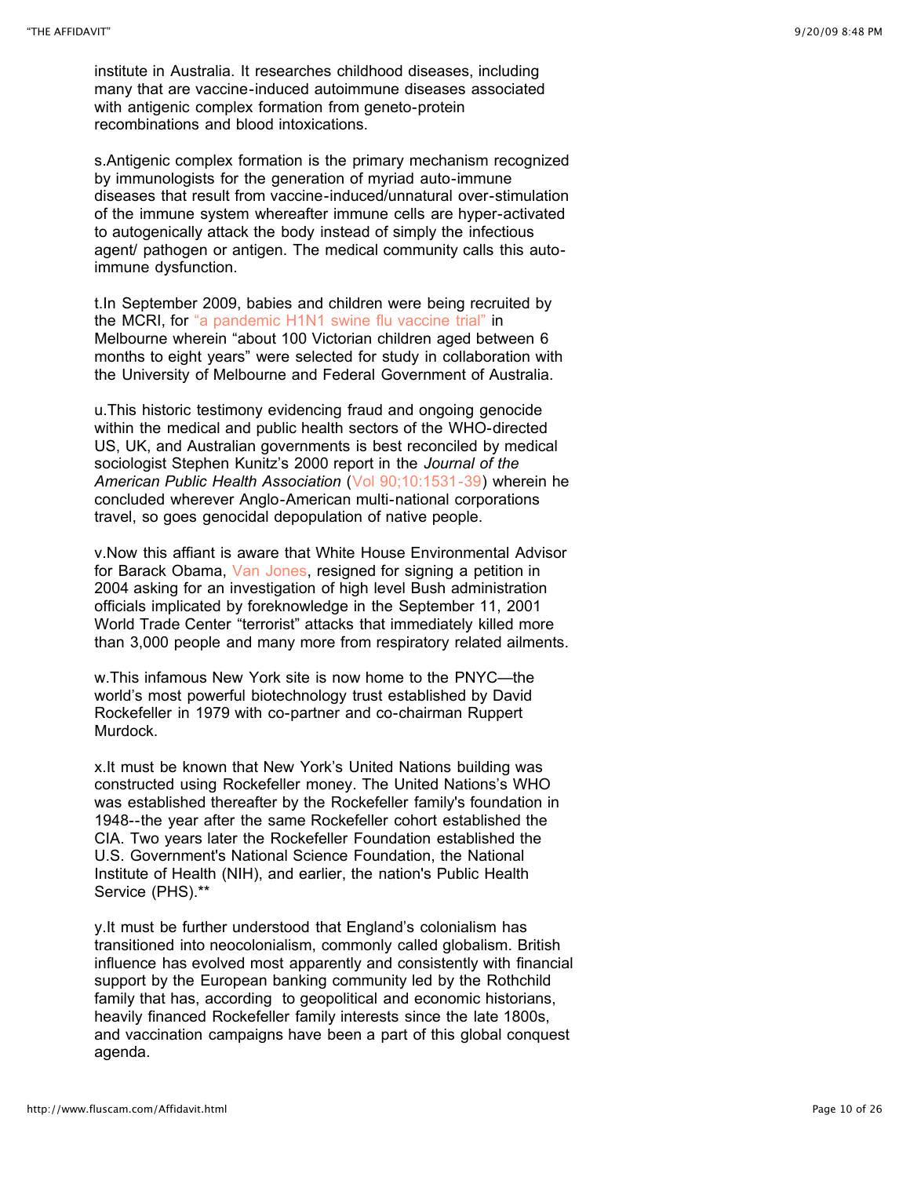institute in Australia. It researches childhood diseases, including many that are vaccine-induced autoimmune diseases associated with antigenic complex formation from geneto-protein recombinations and blood intoxications.

s.Antigenic complex formation is the primary mechanism recognized by immunologists for the generation of myriad auto-immune diseases that result from vaccine-induced/unnatural over-stimulation of the immune system whereafter immune cells are hyper-activated to autogenically attack the body instead of simply the infectious agent/ pathogen or antigen. The medical community calls this auto-immune dysfunction.

t.In September 2009, babies and children were being recruited by the MCRI, for "a pandemic H1N1 swine flu vaccine trial" in Melbourne wherein "about 100 Victorian children aged between 6 months to eight years" were selected for study in collaboration with the University of Melbourne and Federal Government of Australia.

u.This historic testimony evidencing fraud and ongoing genocide within the medical and public health sectors of the WHO-directed US, UK, and Australian governments is best reconciled by medical sociologist Stephen Kunitz's 2000 report in the *Journal of the American Public Health Association* (Vol 90;10:1531-39) wherein he concluded wherever Anglo-American multi-national corporations travel, so goes genocidal depopulation of native people.

v.Now this affiant is aware that White House Environmental Advisor for Barack Obama, Van Jones, resigned for signing a petition in 2004 asking for an investigation of high level Bush administration officials implicated by foreknowledge in the September 11, 2001 World Trade Center "terrorist" attacks that immediately killed more than 3,000 people and many more from respiratory related ailments.

w.This infamous New York site is now home to the PNYC—the world's most powerful biotechnology trust established by David Rockefeller in 1979 with co-partner and co-chairman Ruppert Murdock.

x.It must be known that New York's United Nations building was constructed using Rockefeller money. The United Nations's WHO was established thereafter by the Rockefeller family's foundation in 1948--the year after the same Rockefeller cohort established the CIA. Two years later the Rockefeller Foundation established the U.S. Government's National Science Foundation, the National Institute of Health (NIH), and earlier, the nation's Public Health Service (PHS).**

y.It must be further understood that England's colonialism has transitioned into neocolonialism, commonly called globalism. British influence has evolved most apparently and consistently with financial support by the European banking community led by the Rothchild family that has, according to geopolitical and economic historians, heavily financed Rockefeller family interests since the late 1800s, and vaccination campaigns have been a part of this global conquest agenda.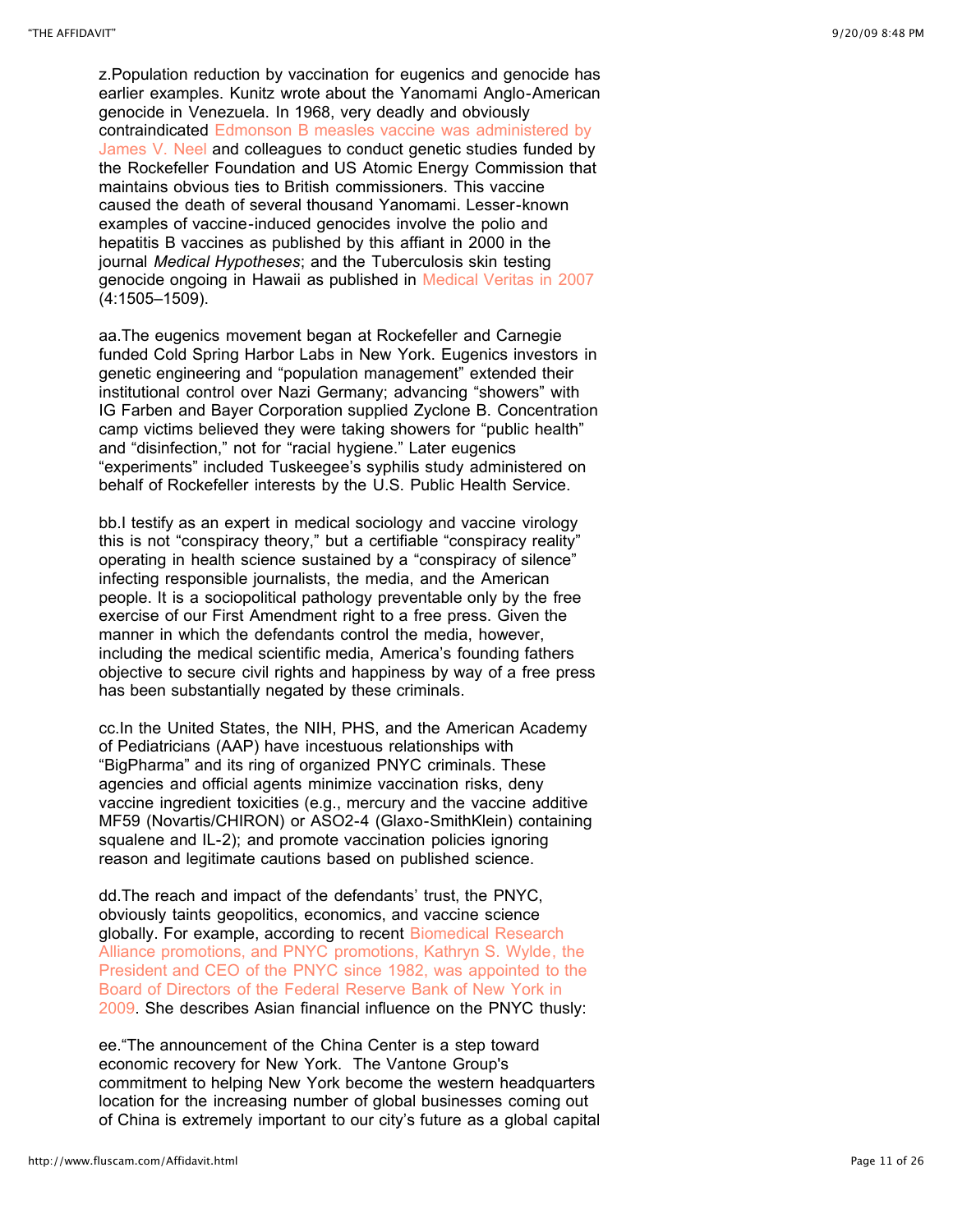z.Population reduction by vaccination for eugenics and genocide has earlier examples. Kunitz wrote about the Yanomami Anglo-American genocide in Venezuela. In 1968, very deadly and obviously contraindicated Edmonson B measles vaccine was administered by James V. Neel and colleagues to conduct genetic studies funded by the Rockefeller Foundation and US Atomic Energy Commission that maintains obvious ties to British commissioners. This vaccine caused the death of several thousand Yanomami. Lesser-known examples of vaccine-induced genocides involve the polio and hepatitis B vaccines as published by this affiant in 2000 in the journal *Medical Hypotheses*; and the Tuberculosis skin testing genocide ongoing in Hawaii as published in Medical Veritas in 2007 (4:1505–1509).

aa.The eugenics movement began at Rockefeller and Carnegie funded Cold Spring Harbor Labs in New York. Eugenics investors in genetic engineering and "population management" extended their institutional control over Nazi Germany; advancing "showers" with IG Farben and Bayer Corporation supplied Zyclone B. Concentration camp victims believed they were taking showers for "public health" and "disinfection," not for "racial hygiene." Later eugenics "experiments" included Tuskeegee's syphilis study administered on behalf of Rockefeller interests by the U.S. Public Health Service.

bb.I testify as an expert in medical sociology and vaccine virology this is not "conspiracy theory," but a certifiable "conspiracy reality" operating in health science sustained by a "conspiracy of silence" infecting responsible journalists, the media, and the American people. It is a sociopolitical pathology preventable only by the free exercise of our First Amendment right to a free press. Given the manner in which the defendants control the media, however, including the medical scientific media, America's founding fathers objective to secure civil rights and happiness by way of a free press has been substantially negated by these criminals.

cc.In the United States, the NIH, PHS, and the American Academy of Pediatricians (AAP) have incestuous relationships with "BigPharma" and its ring of organized PNYC criminals. These agencies and official agents minimize vaccination risks, deny vaccine ingredient toxicities (e.g., mercury and the vaccine additive MF59 (Novartis/CHIRON) or ASO2-4 (Glaxo-SmithKlein) containing squalene and IL-2); and promote vaccination policies ignoring reason and legitimate cautions based on published science.

dd.The reach and impact of the defendants' trust, the PNYC, obviously taints geopolitics, economics, and vaccine science globally. For example, according to recent Biomedical Research Alliance promotions, and PNYC promotions, Kathryn S. Wylde, the President and CEO of the PNYC since 1982, was appointed to the Board of Directors of the Federal Reserve Bank of New York in 2009. She describes Asian financial influence on the PNYC thusly:

ee."The announcement of the China Center is a step toward economic recovery for New York. The Vantone Group's commitment to helping New York become the western headquarters location for the increasing number of global businesses coming out of China is extremely important to our city's future as a global capital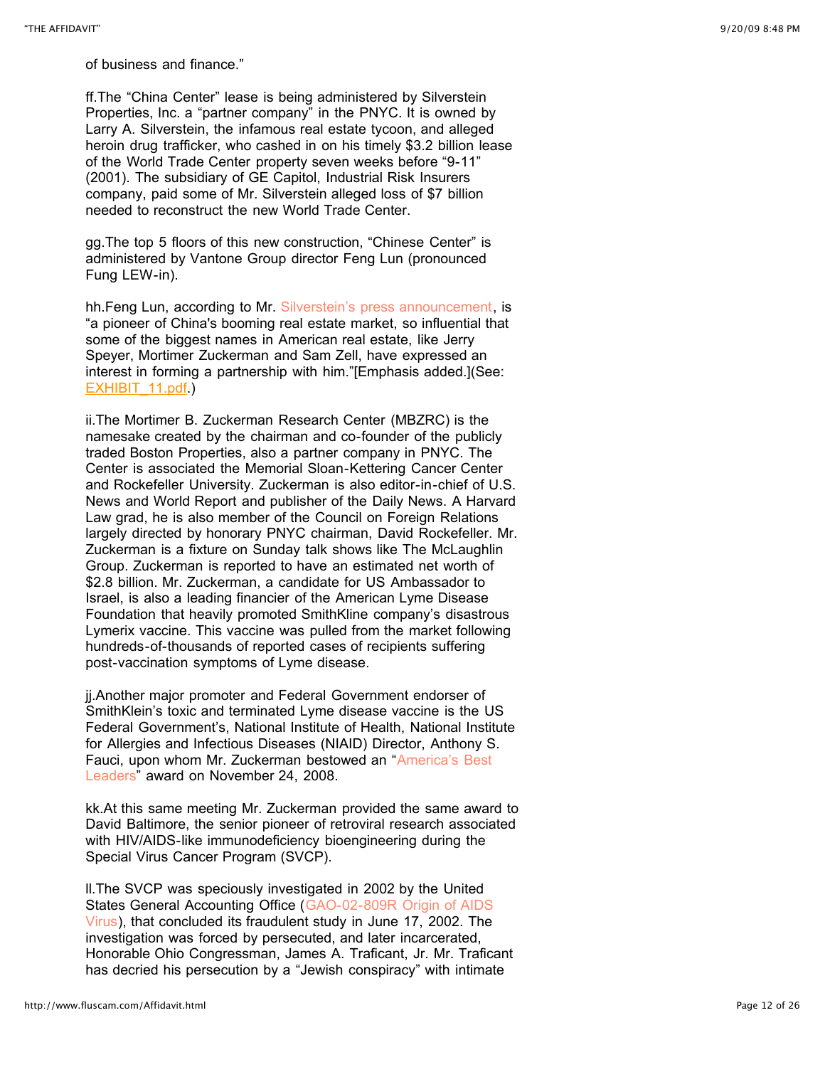of business and finance."

ff.The "China Center" lease is being administered by Silverstein Properties, Inc. a "partner company" in the PNYC. It is owned by Larry A. Silverstein, the infamous real estate tycoon, and alleged heroin drug trafficker, who cashed in on his timely $3.2 billion lease of the World Trade Center property seven weeks before "9-11" (2001). The subsidiary of GE Capitol, Industrial Risk Insurers company, paid some of Mr. Silverstein alleged loss of $7 billion needed to reconstruct the new World Trade Center.

gg.The top 5 floors of this new construction, "Chinese Center" is administered by Vantone Group director Feng Lun (pronounced Fung LEW-in).

hh.Feng Lun, according to Mr. Silverstein's press announcement, is "a pioneer of China's booming real estate market, so influential that some of the biggest names in American real estate, like Jerry Speyer, Mortimer Zuckerman and Sam Zell, have expressed an interest in forming a partnership with him."[Emphasis added.](See: EXHIBIT_11.pdf.)

ii.The Mortimer B. Zuckerman Research Center (MBZRC) is the namesake created by the chairman and co-founder of the publicly traded Boston Properties, also a partner company in PNYC. The Center is associated the Memorial Sloan-Kettering Cancer Center and Rockefeller University. Zuckerman is also editor-in-chief of U.S. News and World Report and publisher of the Daily News. A Harvard Law grad, he is also member of the Council on Foreign Relations largely directed by honorary PNYC chairman, David Rockefeller. Mr. Zuckerman is a fixture on Sunday talk shows like The McLaughlin Group. Zuckerman is reported to have an estimated net worth of $2.8 billion. Mr. Zuckerman, a candidate for US Ambassador to Israel, is also a leading financier of the American Lyme Disease Foundation that heavily promoted SmithKline company's disastrous Lymerix vaccine. This vaccine was pulled from the market following hundreds-of-thousands of reported cases of recipients suffering post-vaccination symptoms of Lyme disease.

jj.Another major promoter and Federal Government endorser of SmithKlein's toxic and terminated Lyme disease vaccine is the US Federal Government's, National Institute of Health, National Institute for Allergies and Infectious Diseases (NIAID) Director, Anthony S. Fauci, upon whom Mr. Zuckerman bestowed an "America's Best Leaders" award on November 24, 2008.

kk.At this same meeting Mr. Zuckerman provided the same award to David Baltimore, the senior pioneer of retroviral research associated with HIV/AIDS-like immunodeficiency bioengineering during the Special Virus Cancer Program (SVCP).

ll.The SVCP was speciously investigated in 2002 by the United States General Accounting Office (GAO-02-809R Origin of AIDS Virus), that concluded its fraudulent study in June 17, 2002. The investigation was forced by persecuted, and later incarcerated, Honorable Ohio Congressman, James A. Traficant, Jr. Mr. Traficant has decried his persecution by a "Jewish conspiracy" with intimate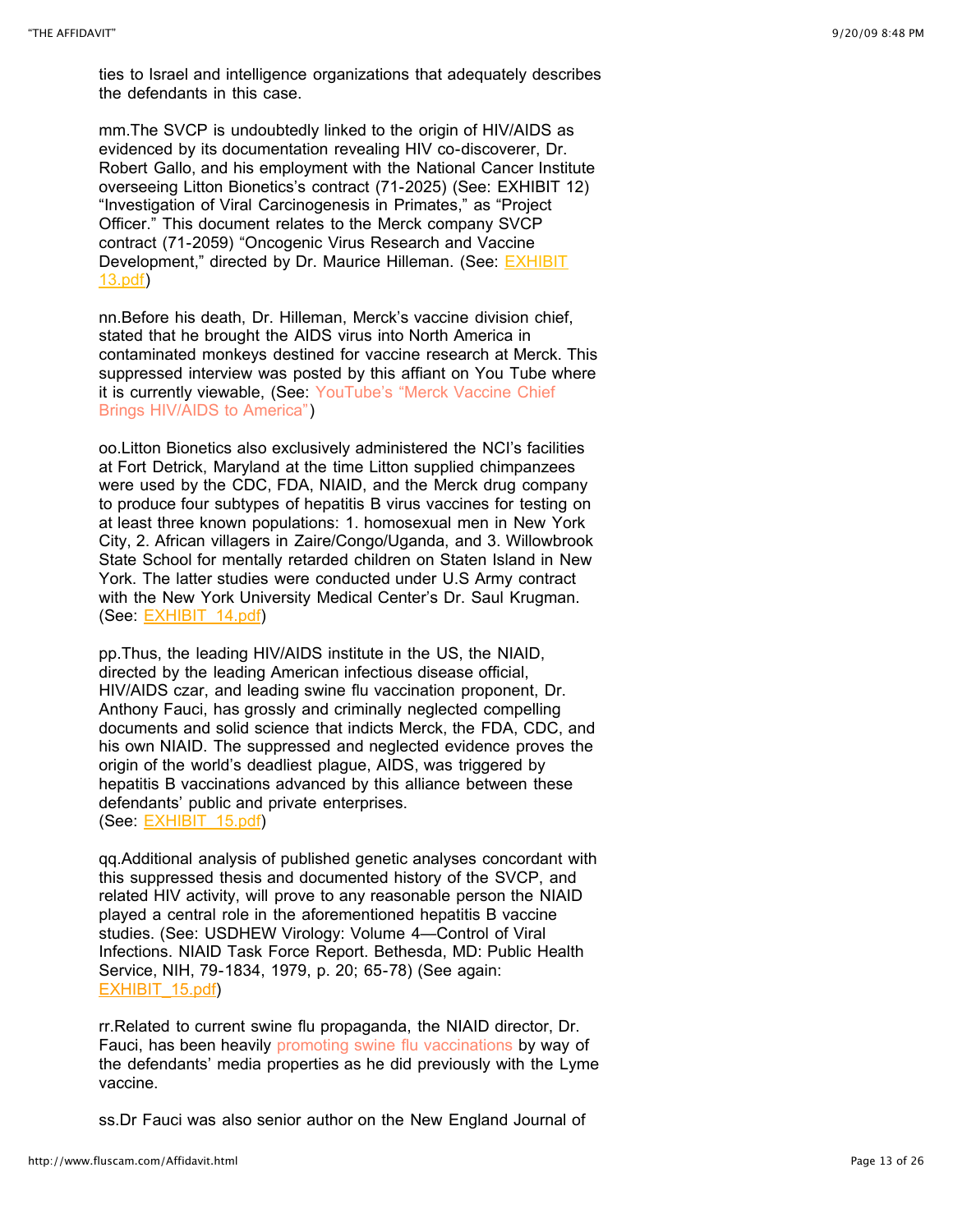ties to Israel and intelligence organizations that adequately describes the defendants in this case.

mm.The SVCP is undoubtedly linked to the origin of HIV/AIDS as evidenced by its documentation revealing HIV co-discoverer, Dr. Robert Gallo, and his employment with the National Cancer Institute overseeing Litton Bionetics's contract (71-2025) (See: EXHIBIT 12) "Investigation of Viral Carcinogenesis in Primates," as "Project Officer." This document relates to the Merck company SVCP contract (71-2059) "Oncogenic Virus Research and Vaccine Development," directed by Dr. Maurice Hilleman. (See: EXHIBIT 13.pdf)

nn.Before his death, Dr. Hilleman, Merck's vaccine division chief, stated that he brought the AIDS virus into North America in contaminated monkeys destined for vaccine research at Merck. This suppressed interview was posted by this affiant on You Tube where it is currently viewable, (See: YouTube's "Merck Vaccine Chief Brings HIV/AIDS to America")

oo.Litton Bionetics also exclusively administered the NCI's facilities at Fort Detrick, Maryland at the time Litton supplied chimpanzees were used by the CDC, FDA, NIAID, and the Merck drug company to produce four subtypes of hepatitis B virus vaccines for testing on at least three known populations: 1. homosexual men in New York City, 2. African villagers in Zaire/Congo/Uganda, and 3. Willowbrook State School for mentally retarded children on Staten Island in New York. The latter studies were conducted under U.S Army contract with the New York University Medical Center's Dr. Saul Krugman. (See: EXHIBIT_14.pdf)

pp.Thus, the leading HIV/AIDS institute in the US, the NIAID, directed by the leading American infectious disease official, HIV/AIDS czar, and leading swine flu vaccination proponent, Dr. Anthony Fauci, has grossly and criminally neglected compelling documents and solid science that indicts Merck, the FDA, CDC, and his own NIAID. The suppressed and neglected evidence proves the origin of the world's deadliest plague, AIDS, was triggered by hepatitis B vaccinations advanced by this alliance between these defendants' public and private enterprises.
(See: EXHIBIT_15.pdf)

qq.Additional analysis of published genetic analyses concordant with this suppressed thesis and documented history of the SVCP, and related HIV activity, will prove to any reasonable person the NIAID played a central role in the aforementioned hepatitis B vaccine studies. (See: USDHEW Virology: Volume 4—Control of Viral Infections. NIAID Task Force Report. Bethesda, MD: Public Health Service, NIH, 79-1834, 1979, p. 20; 65-78) (See again: EXHIBIT_15.pdf)

rr.Related to current swine flu propaganda, the NIAID director, Dr. Fauci, has been heavily promoting swine flu vaccinations by way of the defendants' media properties as he did previously with the Lyme vaccine.

ss.Dr Fauci was also senior author on the New England Journal of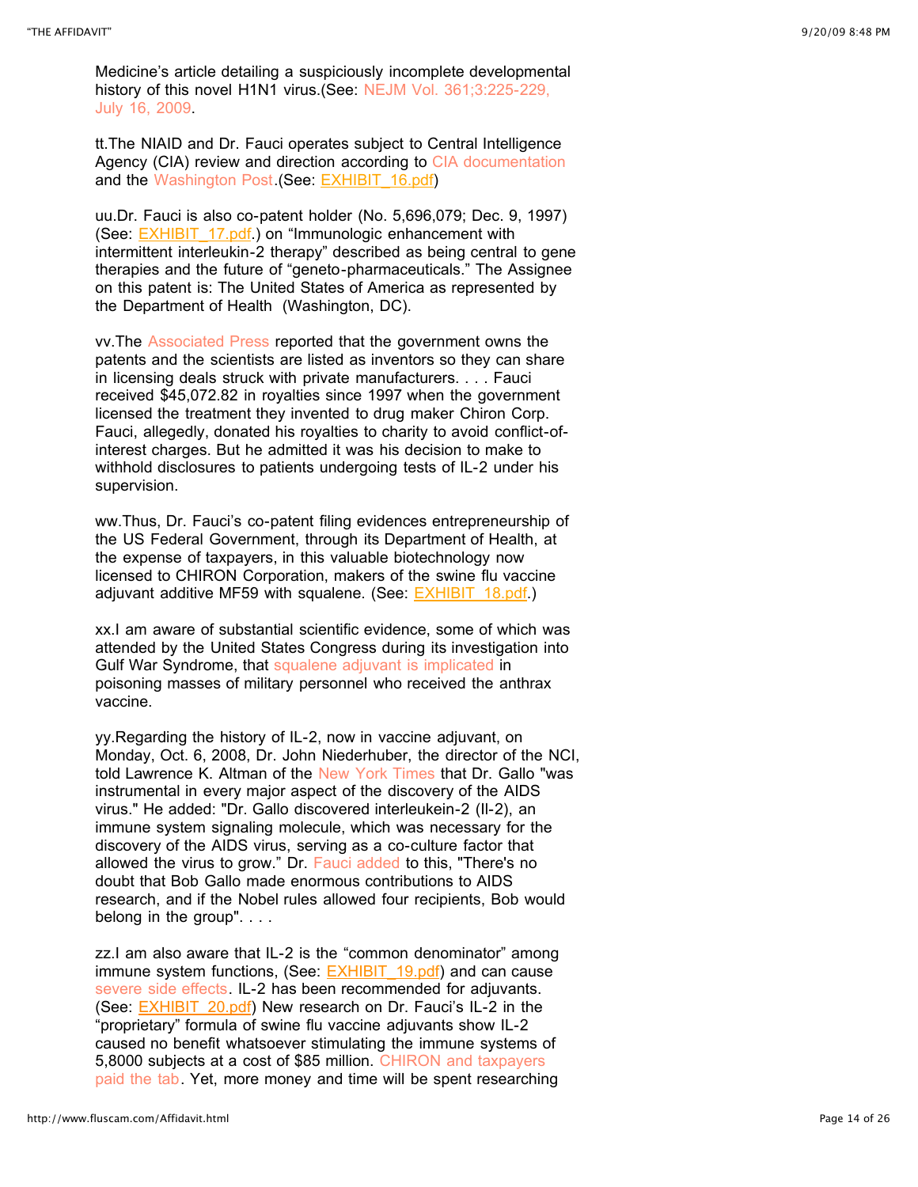Medicine's article detailing a suspiciously incomplete developmental history of this novel H1N1 virus.(See: NEJM Vol. 361;3:225-229, July 16, 2009.

tt.The NIAID and Dr. Fauci operates subject to Central Intelligence Agency (CIA) review and direction according to CIA documentation and the Washington Post.(See: EXHIBIT_16.pdf)

uu.Dr. Fauci is also co-patent holder (No. 5,696,079; Dec. 9, 1997) (See: EXHIBIT_17.pdf.) on "Immunologic enhancement with intermittent interleukin-2 therapy" described as being central to gene therapies and the future of "geneto-pharmaceuticals." The Assignee on this patent is: The United States of America as represented by the Department of Health (Washington, DC).

vv.The Associated Press reported that the government owns the patents and the scientists are listed as inventors so they can share in licensing deals struck with private manufacturers. . . . Fauci received $45,072.82 in royalties since 1997 when the government licensed the treatment they invented to drug maker Chiron Corp. Fauci, allegedly, donated his royalties to charity to avoid conflict-of-interest charges. But he admitted it was his decision to make to withhold disclosures to patients undergoing tests of IL-2 under his supervision.

ww.Thus, Dr. Fauci's co-patent filing evidences entrepreneurship of the US Federal Government, through its Department of Health, at the expense of taxpayers, in this valuable biotechnology now licensed to CHIRON Corporation, makers of the swine flu vaccine adjuvant additive MF59 with squalene. (See: EXHIBIT_18.pdf.)

xx.I am aware of substantial scientific evidence, some of which was attended by the United States Congress during its investigation into Gulf War Syndrome, that squalene adjuvant is implicated in poisoning masses of military personnel who received the anthrax vaccine.

yy.Regarding the history of IL-2, now in vaccine adjuvant, on Monday, Oct. 6, 2008, Dr. John Niederhuber, the director of the NCI, told Lawrence K. Altman of the New York Times that Dr. Gallo "was instrumental in every major aspect of the discovery of the AIDS virus." He added: "Dr. Gallo discovered interleukein-2 (Il-2), an immune system signaling molecule, which was necessary for the discovery of the AIDS virus, serving as a co-culture factor that allowed the virus to grow." Dr. Fauci added to this, "There's no doubt that Bob Gallo made enormous contributions to AIDS research, and if the Nobel rules allowed four recipients, Bob would belong in the group". . . .

zz.I am also aware that IL-2 is the "common denominator" among immune system functions, (See: EXHIBIT_19.pdf) and can cause severe side effects. IL-2 has been recommended for adjuvants. (See: EXHIBIT_20.pdf) New research on Dr. Fauci's IL-2 in the "proprietary" formula of swine flu vaccine adjuvants show IL-2 caused no benefit whatsoever stimulating the immune systems of 5,8000 subjects at a cost of $85 million. CHIRON and taxpayers paid the tab. Yet, more money and time will be spent researching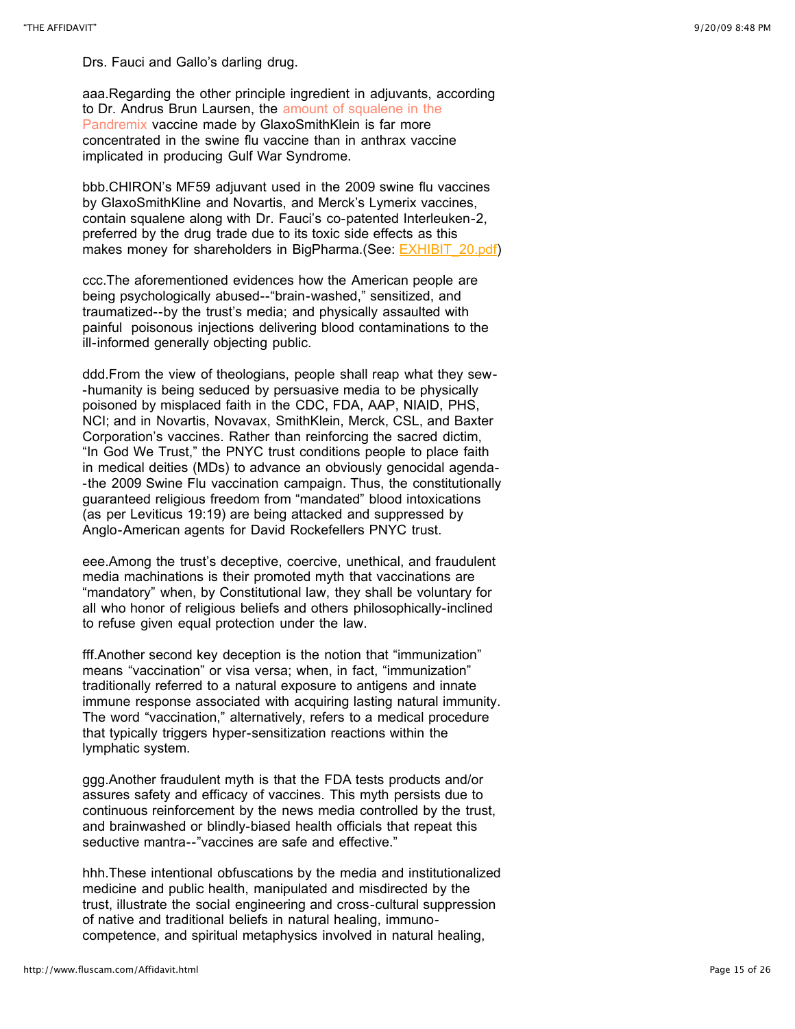Drs. Fauci and Gallo's darling drug.

aaa.Regarding the other principle ingredient in adjuvants, according to Dr. Andrus Brun Laursen, the amount of squalene in the Pandremix vaccine made by GlaxoSmithKlein is far more concentrated in the swine flu vaccine than in anthrax vaccine implicated in producing Gulf War Syndrome.

bbb.CHIRON's MF59 adjuvant used in the 2009 swine flu vaccines by GlaxoSmithKline and Novartis, and Merck's Lymerix vaccines, contain squalene along with Dr. Fauci's co-patented Interleuken-2, preferred by the drug trade due to its toxic side effects as this makes money for shareholders in BigPharma.(See: EXHIBIT_20.pdf)

ccc.The aforementioned evidences how the American people are being psychologically abused--"brain-washed," sensitized, and traumatized--by the trust's media; and physically assaulted with painful poisonous injections delivering blood contaminations to the ill-informed generally objecting public.

ddd.From the view of theologians, people shall reap what they sew--humanity is being seduced by persuasive media to be physically poisoned by misplaced faith in the CDC, FDA, AAP, NIAID, PHS, NCI; and in Novartis, Novavax, SmithKlein, Merck, CSL, and Baxter Corporation's vaccines. Rather than reinforcing the sacred dictim, "In God We Trust," the PNYC trust conditions people to place faith in medical deities (MDs) to advance an obviously genocidal agenda--the 2009 Swine Flu vaccination campaign. Thus, the constitutionally guaranteed religious freedom from "mandated" blood intoxications (as per Leviticus 19:19) are being attacked and suppressed by Anglo-American agents for David Rockefellers PNYC trust.

eee.Among the trust's deceptive, coercive, unethical, and fraudulent media machinations is their promoted myth that vaccinations are "mandatory" when, by Constitutional law, they shall be voluntary for all who honor of religious beliefs and others philosophically-inclined to refuse given equal protection under the law.

fff.Another second key deception is the notion that "immunization" means "vaccination" or visa versa; when, in fact, "immunization" traditionally referred to a natural exposure to antigens and innate immune response associated with acquiring lasting natural immunity. The word "vaccination," alternatively, refers to a medical procedure that typically triggers hyper-sensitization reactions within the lymphatic system.

ggg.Another fraudulent myth is that the FDA tests products and/or assures safety and efficacy of vaccines. This myth persists due to continuous reinforcement by the news media controlled by the trust, and brainwashed or blindly-biased health officials that repeat this seductive mantra--"vaccines are safe and effective."

hhh.These intentional obfuscations by the media and institutionalized medicine and public health, manipulated and misdirected by the trust, illustrate the social engineering and cross-cultural suppression of native and traditional beliefs in natural healing, immuno-competence, and spiritual metaphysics involved in natural healing,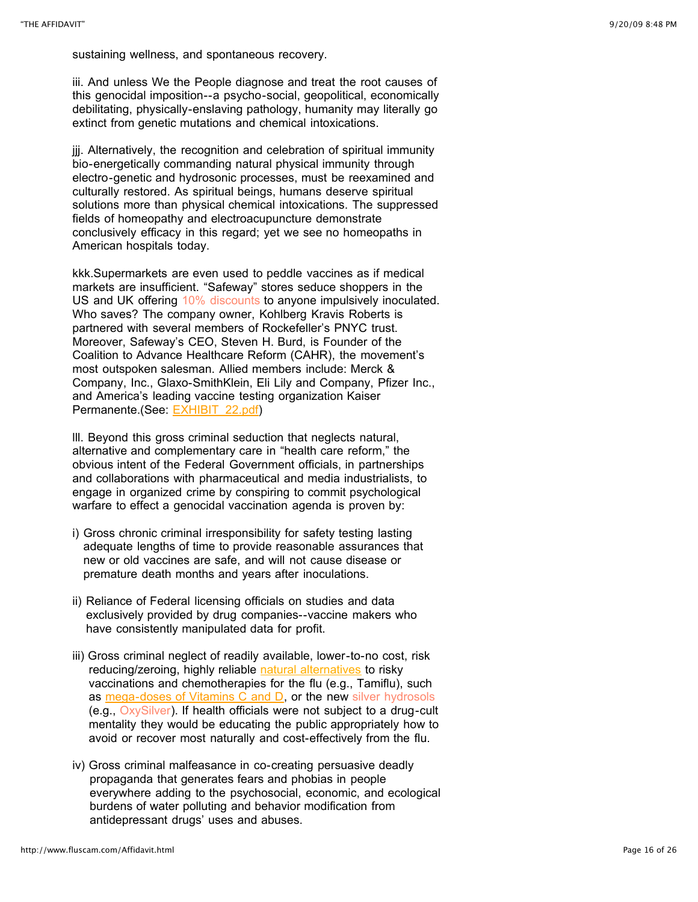sustaining wellness, and spontaneous recovery.

iii. And unless We the People diagnose and treat the root causes of this genocidal imposition--a psycho-social, geopolitical, economically debilitating, physically-enslaving pathology, humanity may literally go extinct from genetic mutations and chemical intoxications.

jjj. Alternatively, the recognition and celebration of spiritual immunity bio-energetically commanding natural physical immunity through electro-genetic and hydrosonic processes, must be reexamined and culturally restored. As spiritual beings, humans deserve spiritual solutions more than physical chemical intoxications. The suppressed fields of homeopathy and electroacupuncture demonstrate conclusively efficacy in this regard; yet we see no homeopaths in American hospitals today.

kkk.Supermarkets are even used to peddle vaccines as if medical markets are insufficient. "Safeway" stores seduce shoppers in the US and UK offering 10% discounts to anyone impulsively inoculated. Who saves? The company owner, Kohlberg Kravis Roberts is partnered with several members of Rockefeller's PNYC trust. Moreover, Safeway's CEO, Steven H. Burd, is Founder of the Coalition to Advance Healthcare Reform (CAHR), the movement's most outspoken salesman. Allied members include: Merck & Company, Inc., Glaxo-SmithKlein, Eli Lily and Company, Pfizer Inc., and America's leading vaccine testing organization Kaiser Permanente.(See: EXHIBIT_22.pdf)

lll. Beyond this gross criminal seduction that neglects natural, alternative and complementary care in "health care reform," the obvious intent of the Federal Government officials, in partnerships and collaborations with pharmaceutical and media industrialists, to engage in organized crime by conspiring to commit psychological warfare to effect a genocidal vaccination agenda is proven by:

i) Gross chronic criminal irresponsibility for safety testing lasting adequate lengths of time to provide reasonable assurances that new or old vaccines are safe, and will not cause disease or premature death months and years after inoculations.

ii) Reliance of Federal licensing officials on studies and data exclusively provided by drug companies--vaccine makers who have consistently manipulated data for profit.

iii) Gross criminal neglect of readily available, lower-to-no cost, risk reducing/zeroing, highly reliable natural alternatives to risky vaccinations and chemotherapies for the flu (e.g., Tamiflu), such as mega-doses of Vitamins C and D, or the new silver hydrosols (e.g., OxySilver). If health officials were not subject to a drug-cult mentality they would be educating the public appropriately how to avoid or recover most naturally and cost-effectively from the flu.

iv) Gross criminal malfeasance in co-creating persuasive deadly propaganda that generates fears and phobias in people everywhere adding to the psychosocial, economic, and ecological burdens of water polluting and behavior modification from antidepressant drugs' uses and abuses.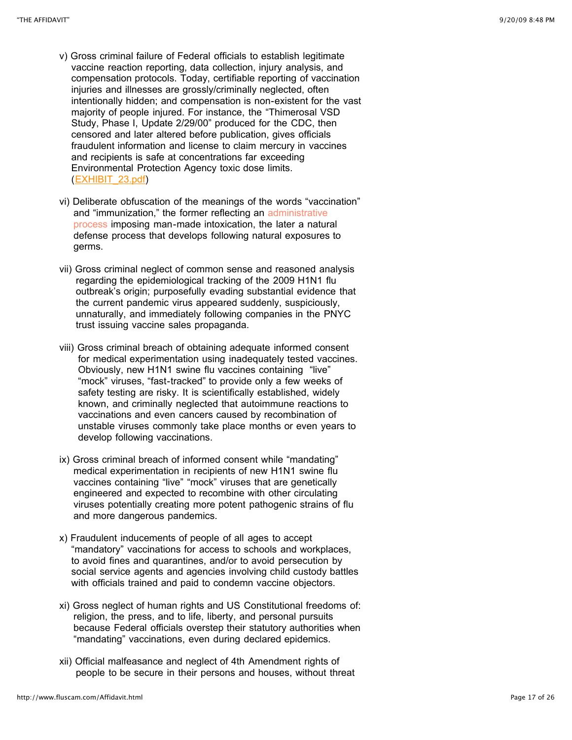v) Gross criminal failure of Federal officials to establish legitimate vaccine reaction reporting, data collection, injury analysis, and compensation protocols. Today, certifiable reporting of vaccination injuries and illnesses are grossly/criminally neglected, often intentionally hidden; and compensation is non-existent for the vast majority of people injured. For instance, the "Thimerosal VSD Study, Phase I, Update 2/29/00" produced for the CDC, then censored and later altered before publication, gives officials fraudulent information and license to claim mercury in vaccines and recipients is safe at concentrations far exceeding Environmental Protection Agency toxic dose limits. (EXHIBIT_23.pdf)

vi) Deliberate obfuscation of the meanings of the words "vaccination" and "immunization," the former reflecting an administrative process imposing man-made intoxication, the later a natural defense process that develops following natural exposures to germs.

vii) Gross criminal neglect of common sense and reasoned analysis regarding the epidemiological tracking of the 2009 H1N1 flu outbreak's origin; purposefully evading substantial evidence that the current pandemic virus appeared suddenly, suspiciously, unnaturally, and immediately following companies in the PNYC trust issuing vaccine sales propaganda.

viii) Gross criminal breach of obtaining adequate informed consent for medical experimentation using inadequately tested vaccines. Obviously, new H1N1 swine flu vaccines containing "live" "mock" viruses, "fast-tracked" to provide only a few weeks of safety testing are risky. It is scientifically established, widely known, and criminally neglected that autoimmune reactions to vaccinations and even cancers caused by recombination of unstable viruses commonly take place months or even years to develop following vaccinations.

ix) Gross criminal breach of informed consent while "mandating" medical experimentation in recipients of new H1N1 swine flu vaccines containing "live" "mock" viruses that are genetically engineered and expected to recombine with other circulating viruses potentially creating more potent pathogenic strains of flu and more dangerous pandemics.

x) Fraudulent inducements of people of all ages to accept "mandatory" vaccinations for access to schools and workplaces, to avoid fines and quarantines, and/or to avoid persecution by social service agents and agencies involving child custody battles with officials trained and paid to condemn vaccine objectors.

xi) Gross neglect of human rights and US Constitutional freedoms of: religion, the press, and to life, liberty, and personal pursuits because Federal officials overstep their statutory authorities when "mandating" vaccinations, even during declared epidemics.

xii) Official malfeasance and neglect of 4th Amendment rights of people to be secure in their persons and houses, without threat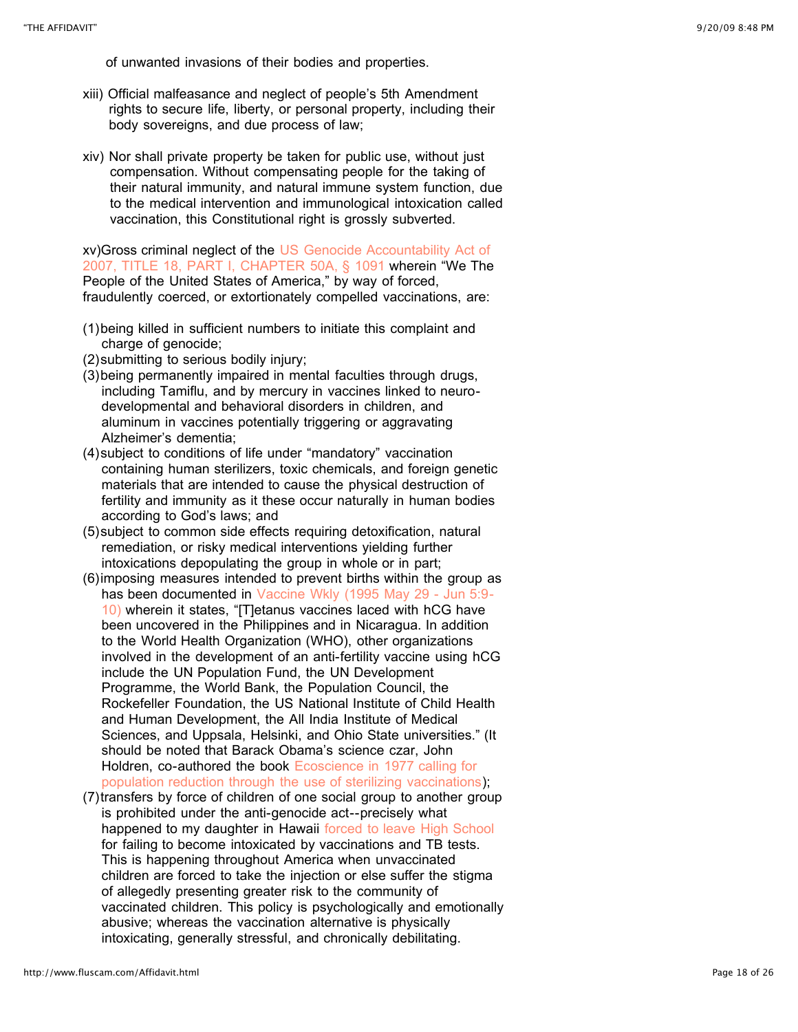of unwanted invasions of their bodies and properties.

xiii) Official malfeasance and neglect of people's 5th Amendment rights to secure life, liberty, or personal property, including their body sovereigns, and due process of law;

xiv) Nor shall private property be taken for public use, without just compensation. Without compensating people for the taking of their natural immunity, and natural immune system function, due to the medical intervention and immunological intoxication called vaccination, this Constitutional right is grossly subverted.

xv)Gross criminal neglect of the US Genocide Accountability Act of 2007, TITLE 18, PART I, CHAPTER 50A, § 1091 wherein "We The People of the United States of America," by way of forced, fraudulently coerced, or extortionately compelled vaccinations, are:

(1) being killed in sufficient numbers to initiate this complaint and charge of genocide;
(2) submitting to serious bodily injury;
(3) being permanently impaired in mental faculties through drugs, including Tamiflu, and by mercury in vaccines linked to neuro-developmental and behavioral disorders in children, and aluminum in vaccines potentially triggering or aggravating Alzheimer's dementia;
(4) subject to conditions of life under "mandatory" vaccination containing human sterilizers, toxic chemicals, and foreign genetic materials that are intended to cause the physical destruction of fertility and immunity as it these occur naturally in human bodies according to God's laws; and
(5) subject to common side effects requiring detoxification, natural remediation, or risky medical interventions yielding further intoxications depopulating the group in whole or in part;
(6) imposing measures intended to prevent births within the group as has been documented in Vaccine Wkly (1995 May 29 - Jun 5:9-10) wherein it states, "[T]etanus vaccines laced with hCG have been uncovered in the Philippines and in Nicaragua. In addition to the World Health Organization (WHO), other organizations involved in the development of an anti-fertility vaccine using hCG include the UN Population Fund, the UN Development Programme, the World Bank, the Population Council, the Rockefeller Foundation, the US National Institute of Child Health and Human Development, the All India Institute of Medical Sciences, and Uppsala, Helsinki, and Ohio State universities." (It should be noted that Barack Obama's science czar, John Holdren, co-authored the book Ecoscience in 1977 calling for population reduction through the use of sterilizing vaccinations);
(7) transfers by force of children of one social group to another group is prohibited under the anti-genocide act--precisely what happened to my daughter in Hawaii forced to leave High School for failing to become intoxicated by vaccinations and TB tests. This is happening throughout America when unvaccinated children are forced to take the injection or else suffer the stigma of allegedly presenting greater risk to the community of vaccinated children. This policy is psychologically and emotionally abusive; whereas the vaccination alternative is physically intoxicating, generally stressful, and chronically debilitating.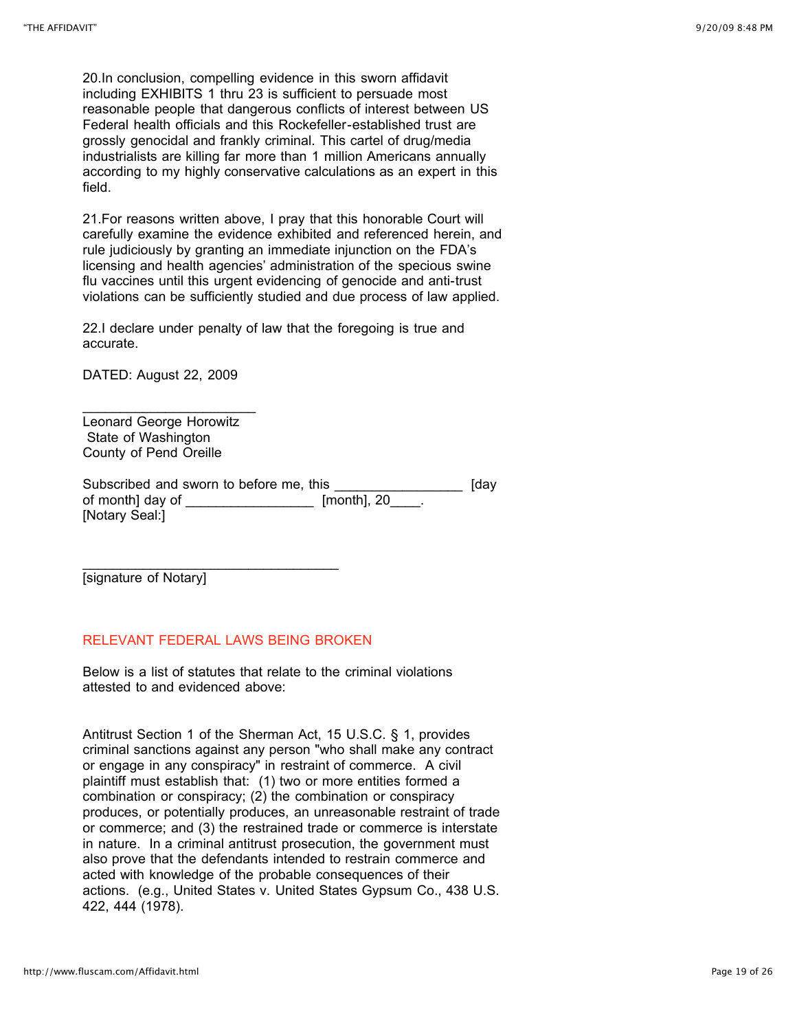20.In conclusion, compelling evidence in this sworn affidavit including EXHIBITS 1 thru 23 is sufficient to persuade most reasonable people that dangerous conflicts of interest between US Federal health officials and this Rockefeller-established trust are grossly genocidal and frankly criminal. This cartel of drug/media industrialists are killing far more than 1 million Americans annually according to my highly conservative calculations as an expert in this field.

21.For reasons written above, I pray that this honorable Court will carefully examine the evidence exhibited and referenced herein, and rule judiciously by granting an immediate injunction on the FDA's licensing and health agencies' administration of the specious swine flu vaccines until this urgent evidencing of genocide and anti-trust violations can be sufficiently studied and due process of law applied.

22.I declare under penalty of law that the foregoing is true and accurate.

DATED: August 22, 2009

______________________
Leonard George Horowitz
State of Washington
County of Pend Oreille

Subscribed and sworn to before me, this ________________ [day of month] day of ________________ [month], 20____.
[Notary Seal:]

_________________________________
[signature of Notary]

## RELEVANT FEDERAL LAWS BEING BROKEN

Below is a list of statutes that relate to the criminal violations attested to and evidenced above:

Antitrust Section 1 of the Sherman Act, 15 U.S.C. § 1, provides criminal sanctions against any person "who shall make any contract or engage in any conspiracy" in restraint of commerce. A civil plaintiff must establish that: (1) two or more entities formed a combination or conspiracy; (2) the combination or conspiracy produces, or potentially produces, an unreasonable restraint of trade or commerce; and (3) the restrained trade or commerce is interstate in nature. In a criminal antitrust prosecution, the government must also prove that the defendants intended to restrain commerce and acted with knowledge of the probable consequences of their actions. (e.g., United States v. United States Gypsum Co., 438 U.S. 422, 444 (1978).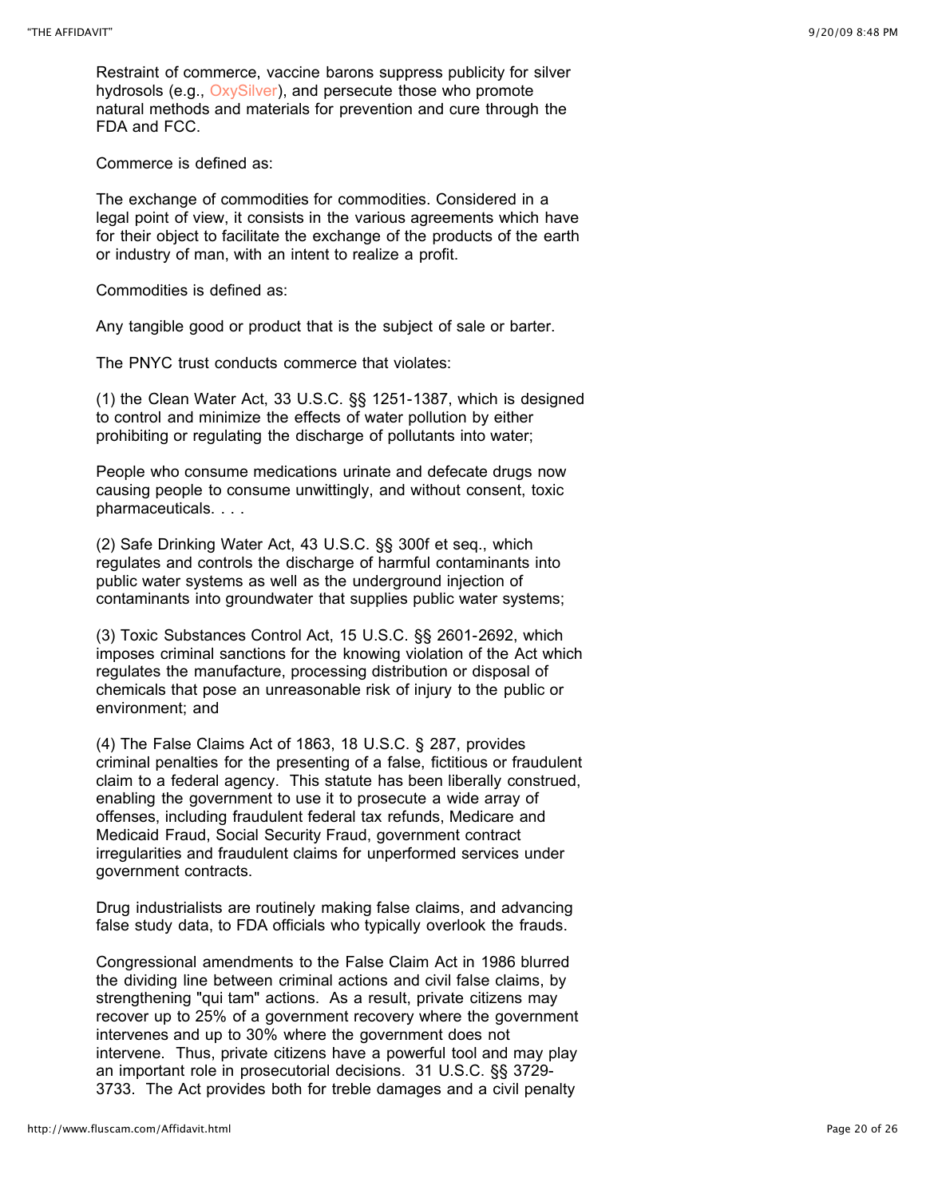Restraint of commerce, vaccine barons suppress publicity for silver hydrosols (e.g., OxySilver), and persecute those who promote natural methods and materials for prevention and cure through the FDA and FCC.

Commerce is defined as:

The exchange of commodities for commodities. Considered in a legal point of view, it consists in the various agreements which have for their object to facilitate the exchange of the products of the earth or industry of man, with an intent to realize a profit.

Commodities is defined as:

Any tangible good or product that is the subject of sale or barter.

The PNYC trust conducts commerce that violates:

(1) the Clean Water Act, 33 U.S.C. §§ 1251-1387, which is designed to control and minimize the effects of water pollution by either prohibiting or regulating the discharge of pollutants into water;

People who consume medications urinate and defecate drugs now causing people to consume unwittingly, and without consent, toxic pharmaceuticals. . . .

(2) Safe Drinking Water Act, 43 U.S.C. §§ 300f et seq., which regulates and controls the discharge of harmful contaminants into public water systems as well as the underground injection of contaminants into groundwater that supplies public water systems;

(3) Toxic Substances Control Act, 15 U.S.C. §§ 2601-2692, which imposes criminal sanctions for the knowing violation of the Act which regulates the manufacture, processing distribution or disposal of chemicals that pose an unreasonable risk of injury to the public or environment; and

(4) The False Claims Act of 1863, 18 U.S.C. § 287, provides criminal penalties for the presenting of a false, fictitious or fraudulent claim to a federal agency. This statute has been liberally construed, enabling the government to use it to prosecute a wide array of offenses, including fraudulent federal tax refunds, Medicare and Medicaid Fraud, Social Security Fraud, government contract irregularities and fraudulent claims for unperformed services under government contracts.

Drug industrialists are routinely making false claims, and advancing false study data, to FDA officials who typically overlook the frauds.

Congressional amendments to the False Claim Act in 1986 blurred the dividing line between criminal actions and civil false claims, by strengthening "qui tam" actions. As a result, private citizens may recover up to 25% of a government recovery where the government intervenes and up to 30% where the government does not intervene. Thus, private citizens have a powerful tool and may play an important role in prosecutorial decisions. 31 U.S.C. §§ 3729-3733. The Act provides both for treble damages and a civil penalty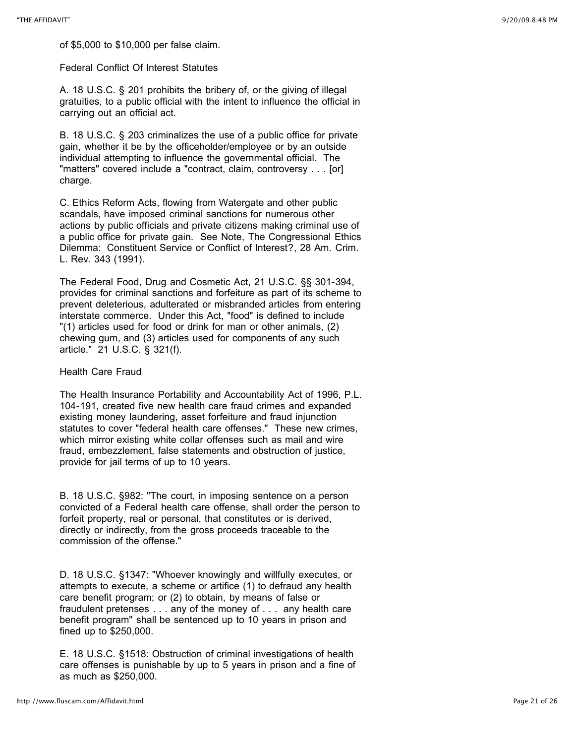of $5,000 to $10,000 per false claim.

Federal Conflict Of Interest Statutes

A. 18 U.S.C. § 201 prohibits the bribery of, or the giving of illegal gratuities, to a public official with the intent to influence the official in carrying out an official act.

B. 18 U.S.C. § 203 criminalizes the use of a public office for private gain, whether it be by the officeholder/employee or by an outside individual attempting to influence the governmental official. The "matters" covered include a "contract, claim, controversy . . . [or] charge.

C. Ethics Reform Acts, flowing from Watergate and other public scandals, have imposed criminal sanctions for numerous other actions by public officials and private citizens making criminal use of a public office for private gain. See Note, The Congressional Ethics Dilemma: Constituent Service or Conflict of Interest?, 28 Am. Crim. L. Rev. 343 (1991).

The Federal Food, Drug and Cosmetic Act, 21 U.S.C. §§ 301-394, provides for criminal sanctions and forfeiture as part of its scheme to prevent deleterious, adulterated or misbranded articles from entering interstate commerce. Under this Act, "food" is defined to include "(1) articles used for food or drink for man or other animals, (2) chewing gum, and (3) articles used for components of any such article." 21 U.S.C. § 321(f).

Health Care Fraud

The Health Insurance Portability and Accountability Act of 1996, P.L. 104-191, created five new health care fraud crimes and expanded existing money laundering, asset forfeiture and fraud injunction statutes to cover "federal health care offenses." These new crimes, which mirror existing white collar offenses such as mail and wire fraud, embezzlement, false statements and obstruction of justice, provide for jail terms of up to 10 years.

B. 18 U.S.C. §982: "The court, in imposing sentence on a person convicted of a Federal health care offense, shall order the person to forfeit property, real or personal, that constitutes or is derived, directly or indirectly, from the gross proceeds traceable to the commission of the offense."

D. 18 U.S.C. §1347: "Whoever knowingly and willfully executes, or attempts to execute, a scheme or artifice (1) to defraud any health care benefit program; or (2) to obtain, by means of false or fraudulent pretenses . . . any of the money of . . . any health care benefit program" shall be sentenced up to 10 years in prison and fined up to $250,000.

E. 18 U.S.C. §1518: Obstruction of criminal investigations of health care offenses is punishable by up to 5 years in prison and a fine of as much as $250,000.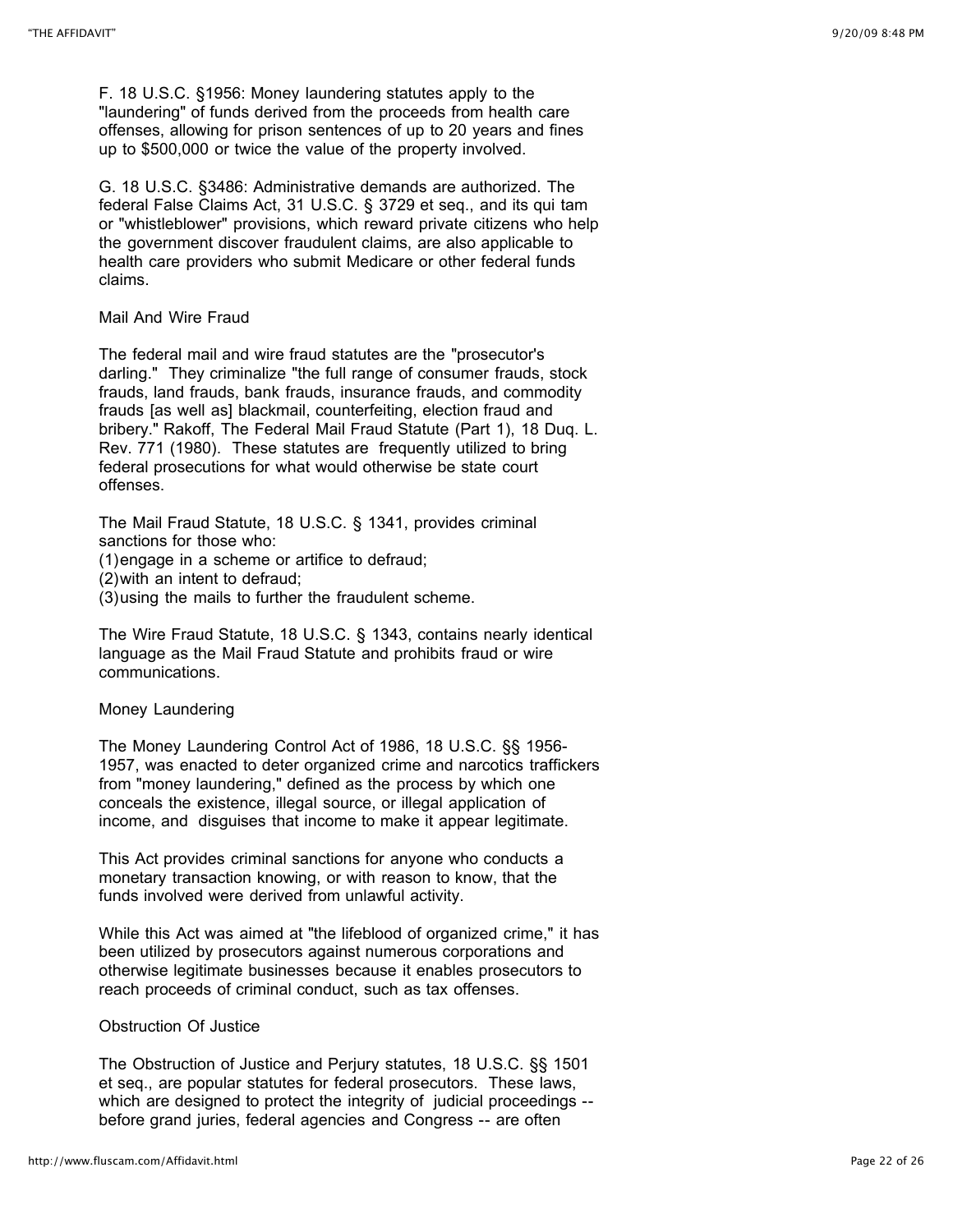F. 18 U.S.C. §1956: Money laundering statutes apply to the "laundering" of funds derived from the proceeds from health care offenses, allowing for prison sentences of up to 20 years and fines up to $500,000 or twice the value of the property involved.

G. 18 U.S.C. §3486: Administrative demands are authorized. The federal False Claims Act, 31 U.S.C. § 3729 et seq., and its qui tam or "whistleblower" provisions, which reward private citizens who help the government discover fraudulent claims, are also applicable to health care providers who submit Medicare or other federal funds claims.

### Mail And Wire Fraud

The federal mail and wire fraud statutes are the "prosecutor's darling." They criminalize "the full range of consumer frauds, stock frauds, land frauds, bank frauds, insurance frauds, and commodity frauds [as well as] blackmail, counterfeiting, election fraud and bribery." Rakoff, The Federal Mail Fraud Statute (Part 1), 18 Duq. L. Rev. 771 (1980). These statutes are frequently utilized to bring federal prosecutions for what would otherwise be state court offenses.

The Mail Fraud Statute, 18 U.S.C. § 1341, provides criminal sanctions for those who:
(1) engage in a scheme or artifice to defraud;
(2) with an intent to defraud;
(3) using the mails to further the fraudulent scheme.

The Wire Fraud Statute, 18 U.S.C. § 1343, contains nearly identical language as the Mail Fraud Statute and prohibits fraud or wire communications.

### Money Laundering

The Money Laundering Control Act of 1986, 18 U.S.C. §§ 1956-1957, was enacted to deter organized crime and narcotics traffickers from "money laundering," defined as the process by which one conceals the existence, illegal source, or illegal application of income, and disguises that income to make it appear legitimate.

This Act provides criminal sanctions for anyone who conducts a monetary transaction knowing, or with reason to know, that the funds involved were derived from unlawful activity.

While this Act was aimed at "the lifeblood of organized crime," it has been utilized by prosecutors against numerous corporations and otherwise legitimate businesses because it enables prosecutors to reach proceeds of criminal conduct, such as tax offenses.

### Obstruction Of Justice

The Obstruction of Justice and Perjury statutes, 18 U.S.C. §§ 1501 et seq., are popular statutes for federal prosecutors. These laws, which are designed to protect the integrity of judicial proceedings -- before grand juries, federal agencies and Congress -- are often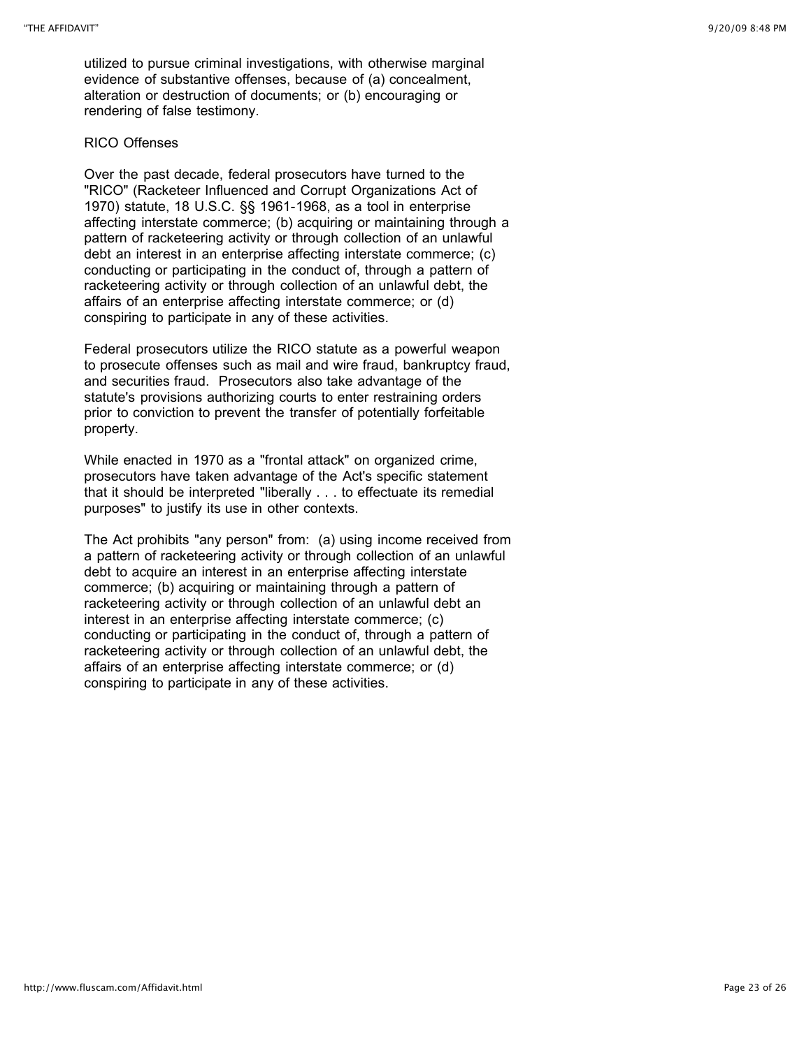utilized to pursue criminal investigations, with otherwise marginal evidence of substantive offenses, because of (a) concealment, alteration or destruction of documents; or (b) encouraging or rendering of false testimony.

RICO Offenses

Over the past decade, federal prosecutors have turned to the "RICO" (Racketeer Influenced and Corrupt Organizations Act of 1970) statute, 18 U.S.C. §§ 1961-1968, as a tool in enterprise affecting interstate commerce; (b) acquiring or maintaining through a pattern of racketeering activity or through collection of an unlawful debt an interest in an enterprise affecting interstate commerce; (c) conducting or participating in the conduct of, through a pattern of racketeering activity or through collection of an unlawful debt, the affairs of an enterprise affecting interstate commerce; or (d) conspiring to participate in any of these activities.

Federal prosecutors utilize the RICO statute as a powerful weapon to prosecute offenses such as mail and wire fraud, bankruptcy fraud, and securities fraud. Prosecutors also take advantage of the statute's provisions authorizing courts to enter restraining orders prior to conviction to prevent the transfer of potentially forfeitable property.

While enacted in 1970 as a "frontal attack" on organized crime, prosecutors have taken advantage of the Act's specific statement that it should be interpreted "liberally . . . to effectuate its remedial purposes" to justify its use in other contexts.

The Act prohibits "any person" from: (a) using income received from a pattern of racketeering activity or through collection of an unlawful debt to acquire an interest in an enterprise affecting interstate commerce; (b) acquiring or maintaining through a pattern of racketeering activity or through collection of an unlawful debt an interest in an enterprise affecting interstate commerce; (c) conducting or participating in the conduct of, through a pattern of racketeering activity or through collection of an unlawful debt, the affairs of an enterprise affecting interstate commerce; or (d) conspiring to participate in any of these activities.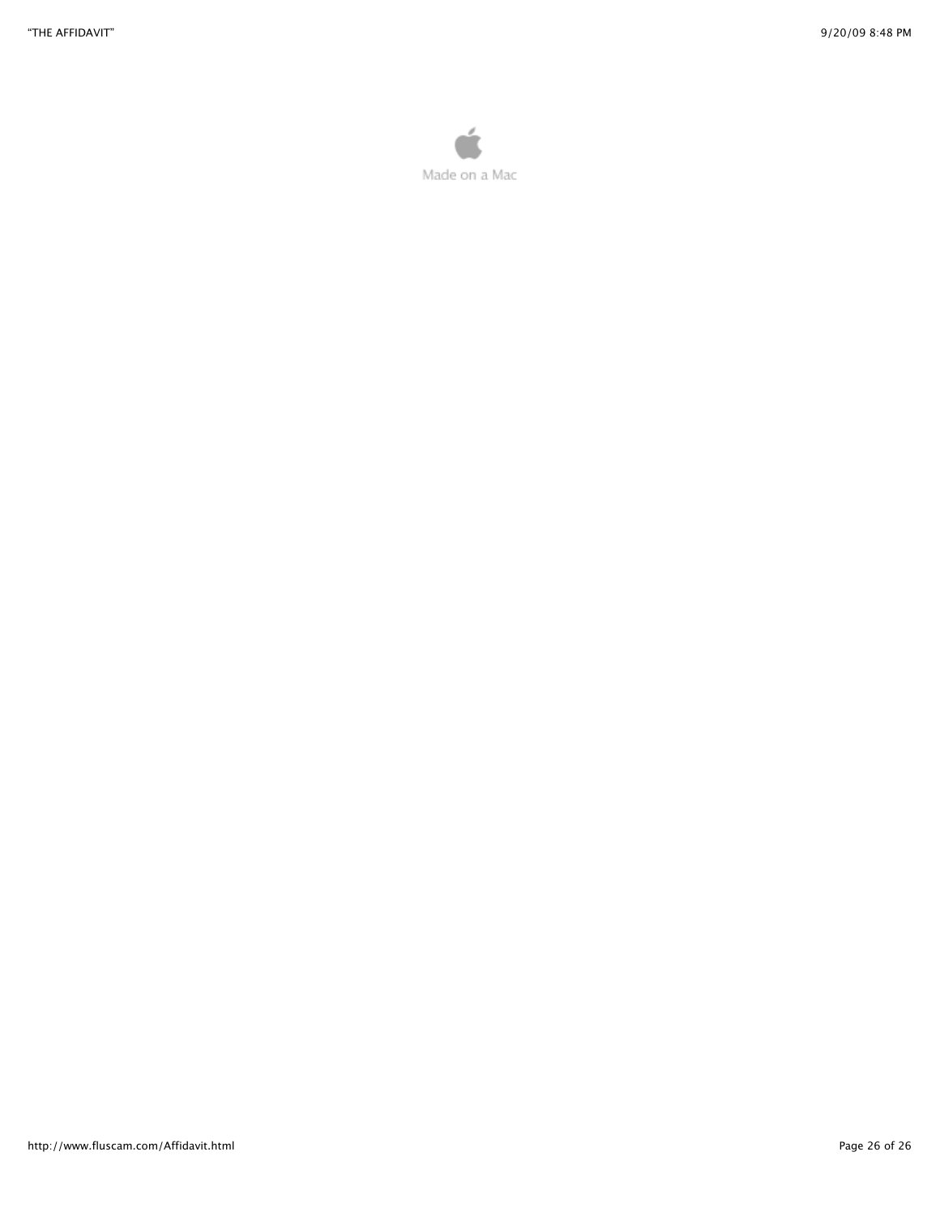Made on a Mac